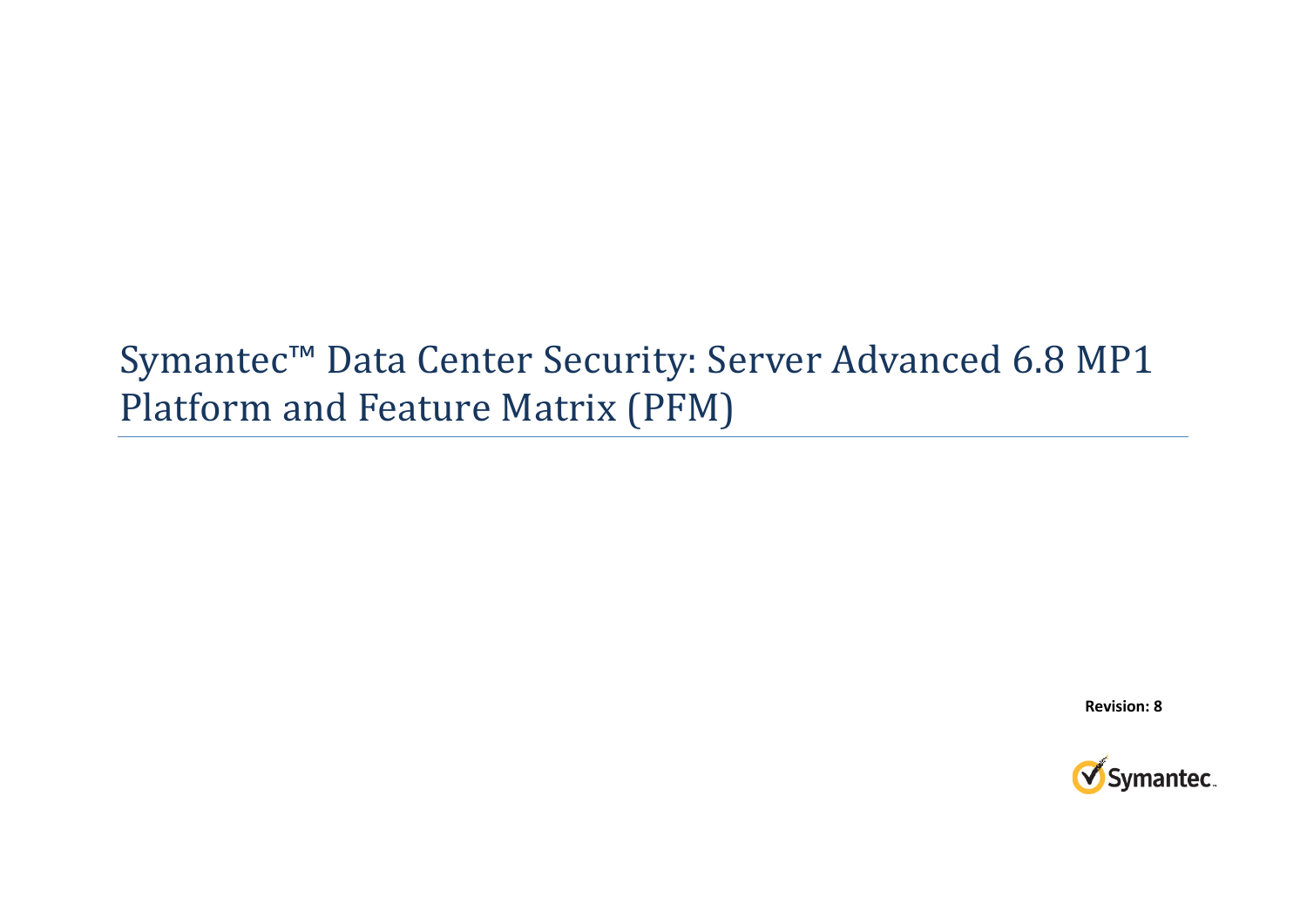# Symantec™ Data Center Security: Server Advanced 6.8 MP1 Platform and Feature Matrix (PFM)

**Revision: 8**

Symantec.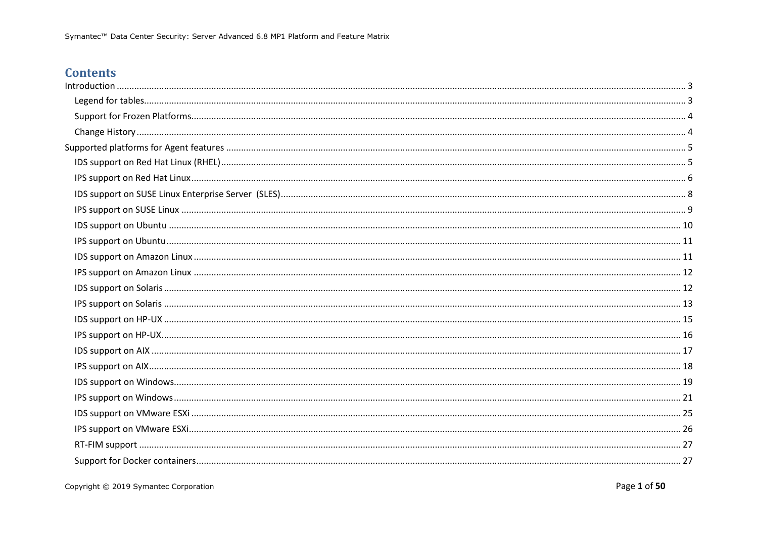# Contents

Introduction ........ 3

- Legend for tables ........ 3
- Support for Frozen Platforms ........ 4
- Change History ........ 4

Supported platforms for Agent features ........ 5

- IDS support on Red Hat Linux (RHEL) ........ 5
- IPS support on Red Hat Linux ........ 6
- IDS support on SUSE Linux Enterprise Server (SLES) ........ 8
- IPS support on SUSE Linux ........ 9
- IDS support on Ubuntu ........ 10
- IPS support on Ubuntu ........ 11
- IDS support on Amazon Linux ........ 11
- IPS support on Amazon Linux ........ 12
- IDS support on Solaris ........ 12
- IPS support on Solaris ........ 13
- IDS support on HP-UX ........ 15
- IPS support on HP-UX ........ 16
- IDS support on AIX ........ 17
- IPS support on AIX ........ 18
- IDS support on Windows ........ 19
- IPS support on Windows ........ 21
- IDS support on VMware ESXi ........ 25
- IPS support on VMware ESXi ........ 26
- RT-FIM support ........ 27
- Support for Docker containers ........ 27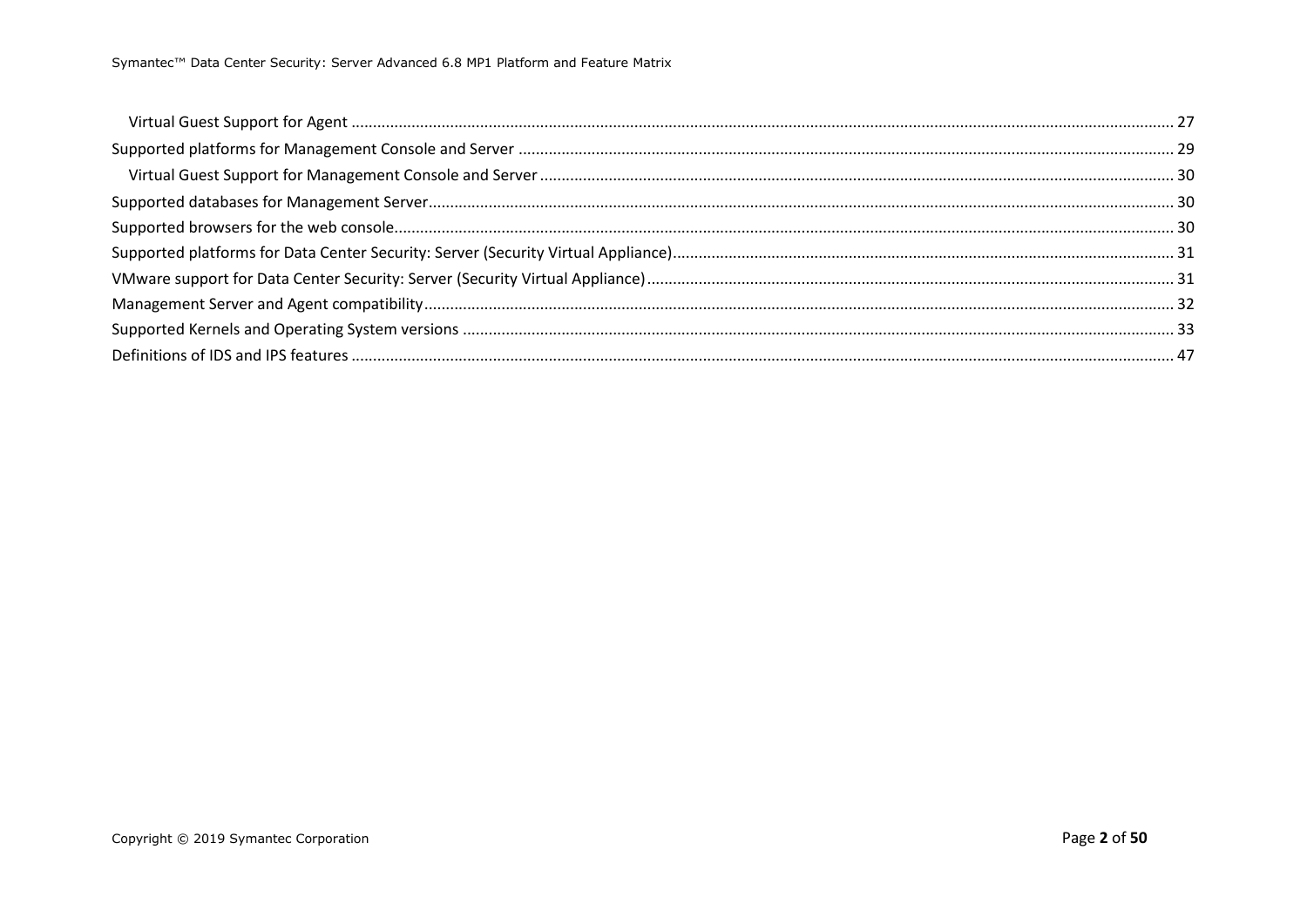- Virtual Guest Support for Agent ... 27
- Supported platforms for Management Console and Server ... 29
  - Virtual Guest Support for Management Console and Server ... 30
- Supported databases for Management Server ... 30
- Supported browsers for the web console ... 30
- Supported platforms for Data Center Security: Server (Security Virtual Appliance) ... 31
- VMware support for Data Center Security: Server (Security Virtual Appliance) ... 31
- Management Server and Agent compatibility ... 32
- Supported Kernels and Operating System versions ... 33
- Definitions of IDS and IPS features ... 47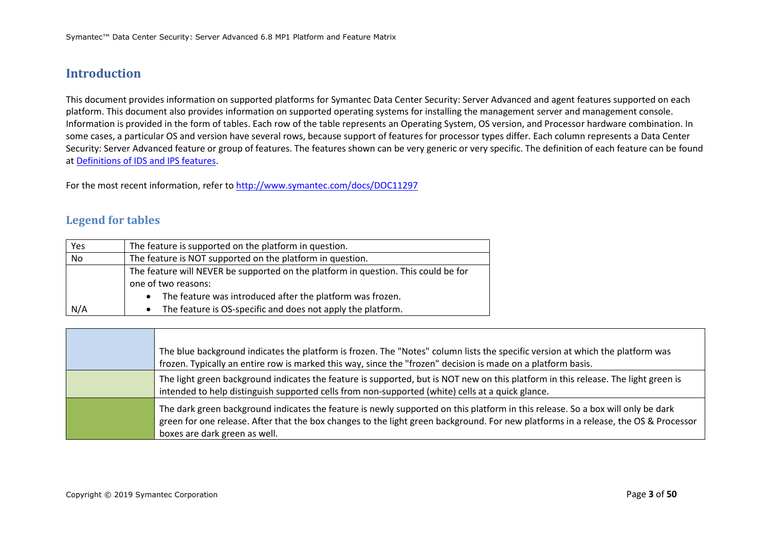## Introduction

This document provides information on supported platforms for Symantec Data Center Security: Server Advanced and agent features supported on each platform. This document also provides information on supported operating systems for installing the management server and management console. Information is provided in the form of tables. Each row of the table represents an Operating System, OS version, and Processor hardware combination. In some cases, a particular OS and version have several rows, because support of features for processor types differ. Each column represents a Data Center Security: Server Advanced feature or group of features. The features shown can be very generic or very specific. The definition of each feature can be found at [Definitions of IDS and IPS features](#).

For the most recent information, refer to [http://www.symantec.com/docs/DOC11297](http://www.symantec.com/docs/DOC11297)

### Legend for tables

| | |
|---|---|
| Yes | The feature is supported on the platform in question. |
| No | The feature is NOT supported on the platform in question. |
| N/A | The feature will NEVER be supported on the platform in question. This could be for one of two reasons:<br>• The feature was introduced after the platform was frozen.<br>• The feature is OS-specific and does not apply the platform. |

| | |
|---|---|
| (blue background) | The blue background indicates the platform is frozen. The "Notes" column lists the specific version at which the platform was frozen. Typically an entire row is marked this way, since the "frozen" decision is made on a platform basis. |
| (light green background) | The light green background indicates the feature is supported, but is NOT new on this platform in this release. The light green is intended to help distinguish supported cells from non-supported (white) cells at a quick glance. |
| (dark green background) | The dark green background indicates the feature is newly supported on this platform in this release. So a box will only be dark green for one release. After that the box changes to the light green background. For new platforms in a release, the OS & Processor boxes are dark green as well. |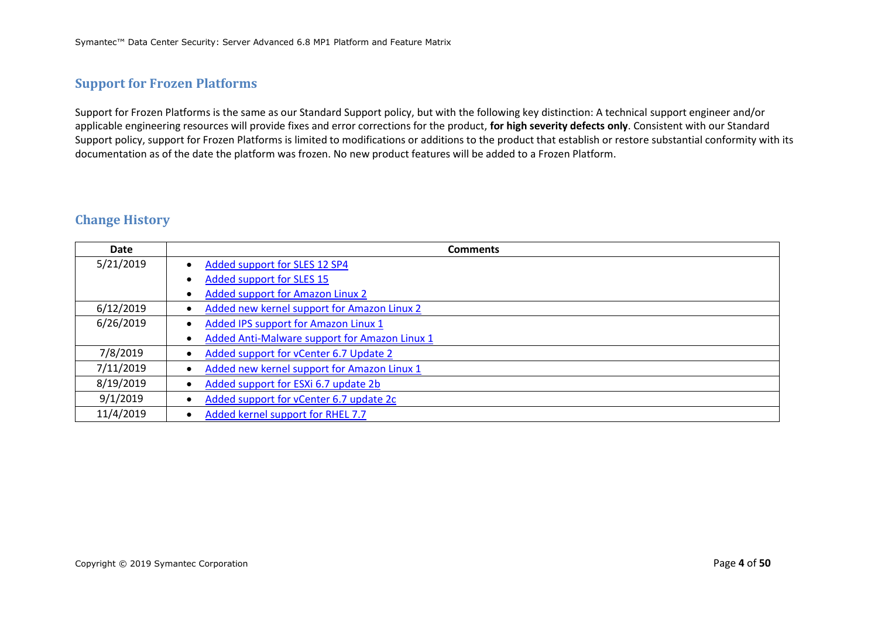## Support for Frozen Platforms

Support for Frozen Platforms is the same as our Standard Support policy, but with the following key distinction: A technical support engineer and/or applicable engineering resources will provide fixes and error corrections for the product, **for high severity defects only**. Consistent with our Standard Support policy, support for Frozen Platforms is limited to modifications or additions to the product that establish or restore substantial conformity with its documentation as of the date the platform was frozen. No new product features will be added to a Frozen Platform.

## Change History

| Date | Comments |
|---|---|
| 5/21/2019 | • Added support for SLES 12 SP4<br>• Added support for SLES 15<br>• Added support for Amazon Linux 2 |
| 6/12/2019 | • Added new kernel support for Amazon Linux 2 |
| 6/26/2019 | • Added IPS support for Amazon Linux 1<br>• Added Anti-Malware support for Amazon Linux 1 |
| 7/8/2019 | • Added support for vCenter 6.7 Update 2 |
| 7/11/2019 | • Added new kernel support for Amazon Linux 1 |
| 8/19/2019 | • Added support for ESXi 6.7 update 2b |
| 9/1/2019 | • Added support for vCenter 6.7 update 2c |
| 11/4/2019 | • Added kernel support for RHEL 7.7 |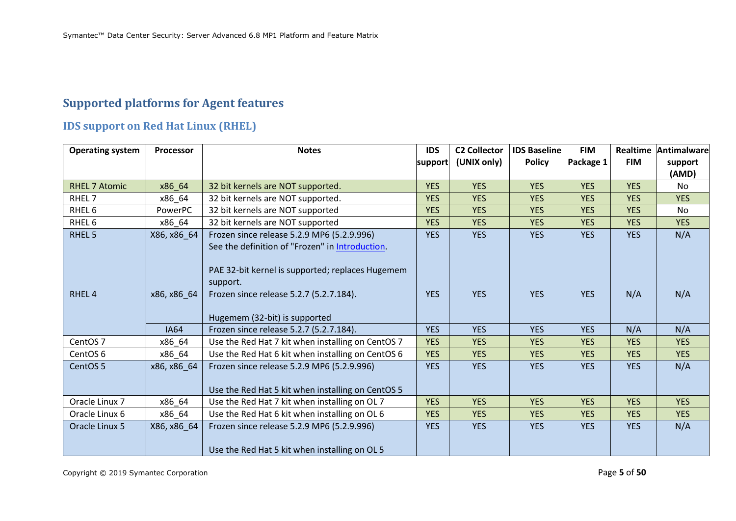## Supported platforms for Agent features

### IDS support on Red Hat Linux (RHEL)

| Operating system | Processor | Notes | IDS support | C2 Collector (UNIX only) | IDS Baseline Policy | FIM Package 1 | Realtime FIM | Antimalware support (AMD) |
|---|---|---|---|---|---|---|---|---|
| RHEL 7 Atomic | x86_64 | 32 bit kernels are NOT supported. | YES | YES | YES | YES | YES | No |
| RHEL 7 | x86_64 | 32 bit kernels are NOT supported. | YES | YES | YES | YES | YES | YES |
| RHEL 6 | PowerPC | 32 bit kernels are NOT supported | YES | YES | YES | YES | YES | No |
| RHEL 6 | x86_64 | 32 bit kernels are NOT supported | YES | YES | YES | YES | YES | YES |
| RHEL 5 | X86, x86_64 | Frozen since release 5.2.9 MP6 (5.2.9.996)<br>See the definition of "Frozen" in Introduction.<br><br>PAE 32-bit kernel is supported; replaces Hugemem support. | YES | YES | YES | YES | YES | N/A |
| RHEL 4 | x86, x86_64 | Frozen since release 5.2.7 (5.2.7.184).<br><br>Hugemem (32-bit) is supported | YES | YES | YES | YES | N/A | N/A |
| | IA64 | Frozen since release 5.2.7 (5.2.7.184). | YES | YES | YES | YES | N/A | N/A |
| CentOS 7 | x86_64 | Use the Red Hat 7 kit when installing on CentOS 7 | YES | YES | YES | YES | YES | YES |
| CentOS 6 | x86_64 | Use the Red Hat 6 kit when installing on CentOS 6 | YES | YES | YES | YES | YES | YES |
| CentOS 5 | x86, x86_64 | Frozen since release 5.2.9 MP6 (5.2.9.996)<br><br>Use the Red Hat 5 kit when installing on CentOS 5 | YES | YES | YES | YES | YES | N/A |
| Oracle Linux 7 | x86_64 | Use the Red Hat 7 kit when installing on OL 7 | YES | YES | YES | YES | YES | YES |
| Oracle Linux 6 | x86_64 | Use the Red Hat 6 kit when installing on OL 6 | YES | YES | YES | YES | YES | YES |
| Oracle Linux 5 | X86, x86_64 | Frozen since release 5.2.9 MP6 (5.2.9.996)<br><br>Use the Red Hat 5 kit when installing on OL 5 | YES | YES | YES | YES | YES | N/A |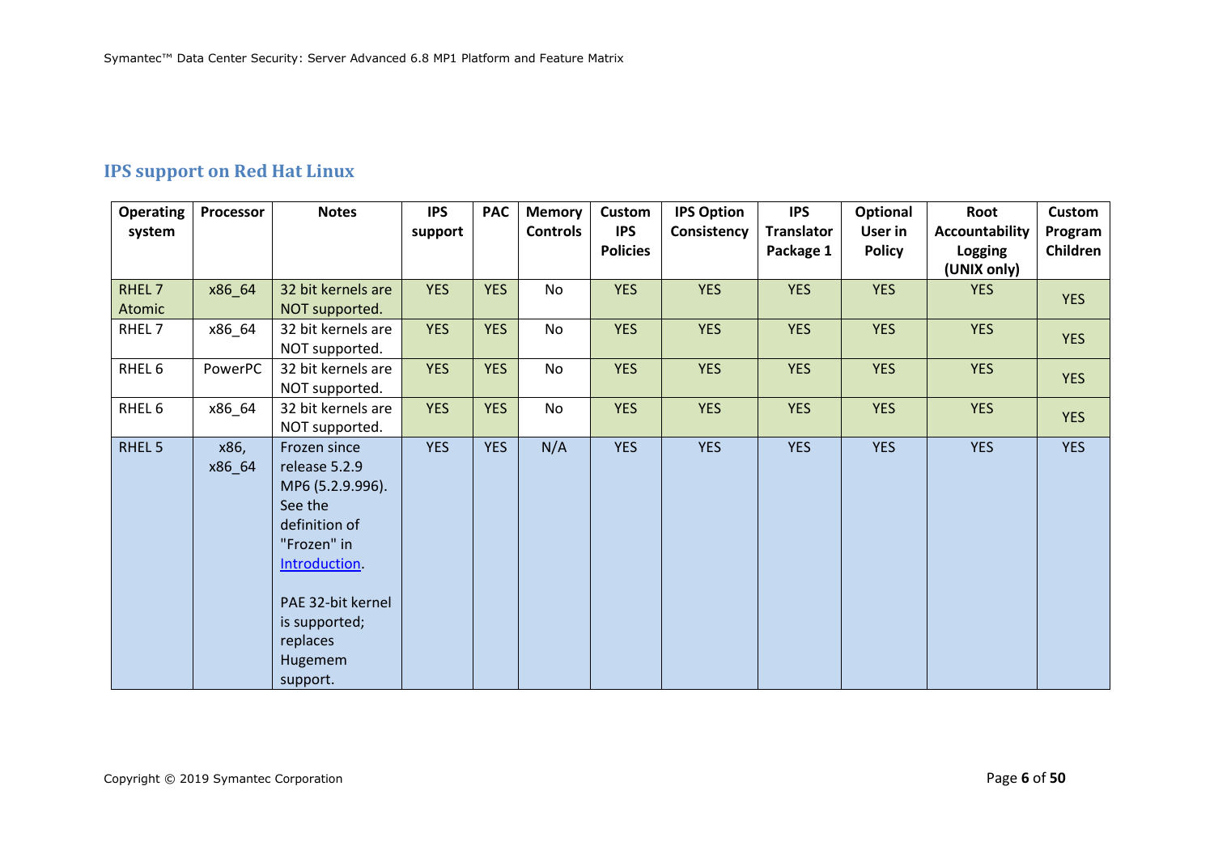## IPS support on Red Hat Linux

| Operating system | Processor | Notes | IPS support | PAC | Memory Controls | Custom IPS Policies | IPS Option Consistency | IPS Translator Package 1 | Optional User in Policy | Root Accountability Logging (UNIX only) | Custom Program Children |
|---|---|---|---|---|---|---|---|---|---|---|---|
| RHEL 7 Atomic | x86_64 | 32 bit kernels are NOT supported. | YES | YES | No | YES | YES | YES | YES | YES | YES |
| RHEL 7 | x86_64 | 32 bit kernels are NOT supported. | YES | YES | No | YES | YES | YES | YES | YES | YES |
| RHEL 6 | PowerPC | 32 bit kernels are NOT supported. | YES | YES | No | YES | YES | YES | YES | YES | YES |
| RHEL 6 | x86_64 | 32 bit kernels are NOT supported. | YES | YES | No | YES | YES | YES | YES | YES | YES |
| RHEL 5 | x86, x86_64 | Frozen since release 5.2.9 MP6 (5.2.9.996). See the definition of "Frozen" in Introduction. <br><br> PAE 32-bit kernel is supported; replaces Hugemem support. | YES | YES | N/A | YES | YES | YES | YES | YES | YES |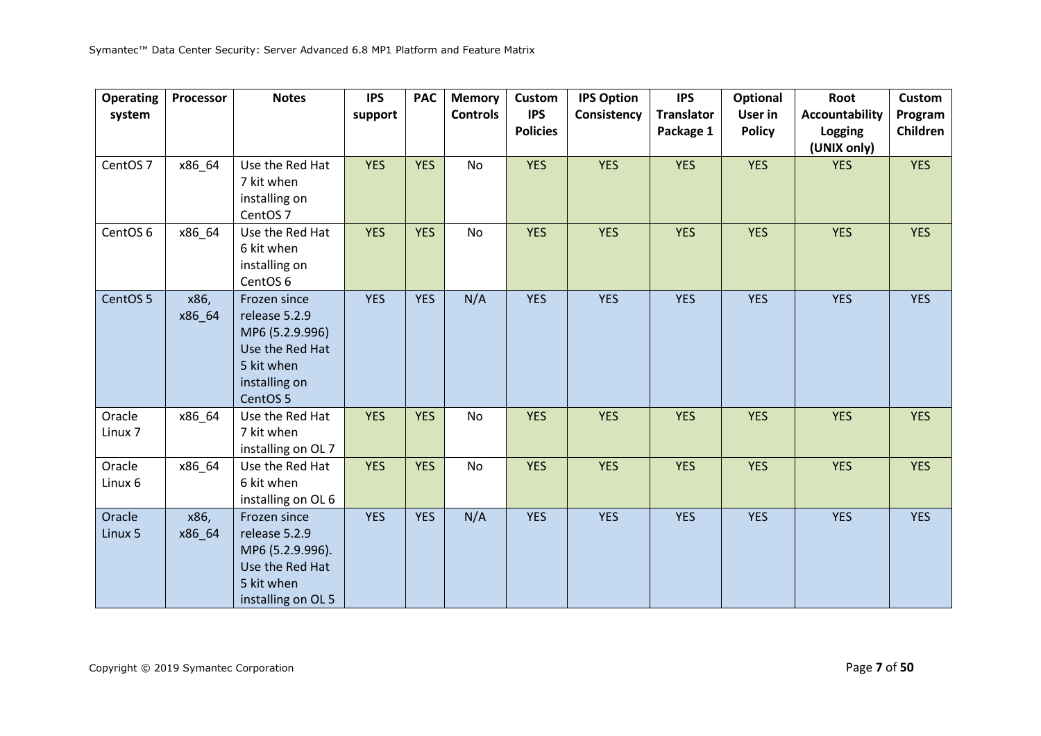| Operating system | Processor | Notes | IPS support | PAC | Memory Controls | Custom IPS Policies | IPS Option Consistency | IPS Translator Package 1 | Optional User in Policy | Root Accountability Logging (UNIX only) | Custom Program Children |
|---|---|---|---|---|---|---|---|---|---|---|---|
| CentOS 7 | x86_64 | Use the Red Hat 7 kit when installing on CentOS 7 | YES | YES | No | YES | YES | YES | YES | YES | YES |
| CentOS 6 | x86_64 | Use the Red Hat 6 kit when installing on CentOS 6 | YES | YES | No | YES | YES | YES | YES | YES | YES |
| CentOS 5 | x86, x86_64 | Frozen since release 5.2.9 MP6 (5.2.9.996) Use the Red Hat 5 kit when installing on CentOS 5 | YES | YES | N/A | YES | YES | YES | YES | YES | YES |
| Oracle Linux 7 | x86_64 | Use the Red Hat 7 kit when installing on OL 7 | YES | YES | No | YES | YES | YES | YES | YES | YES |
| Oracle Linux 6 | x86_64 | Use the Red Hat 6 kit when installing on OL 6 | YES | YES | No | YES | YES | YES | YES | YES | YES |
| Oracle Linux 5 | x86, x86_64 | Frozen since release 5.2.9 MP6 (5.2.9.996). Use the Red Hat 5 kit when installing on OL 5 | YES | YES | N/A | YES | YES | YES | YES | YES | YES |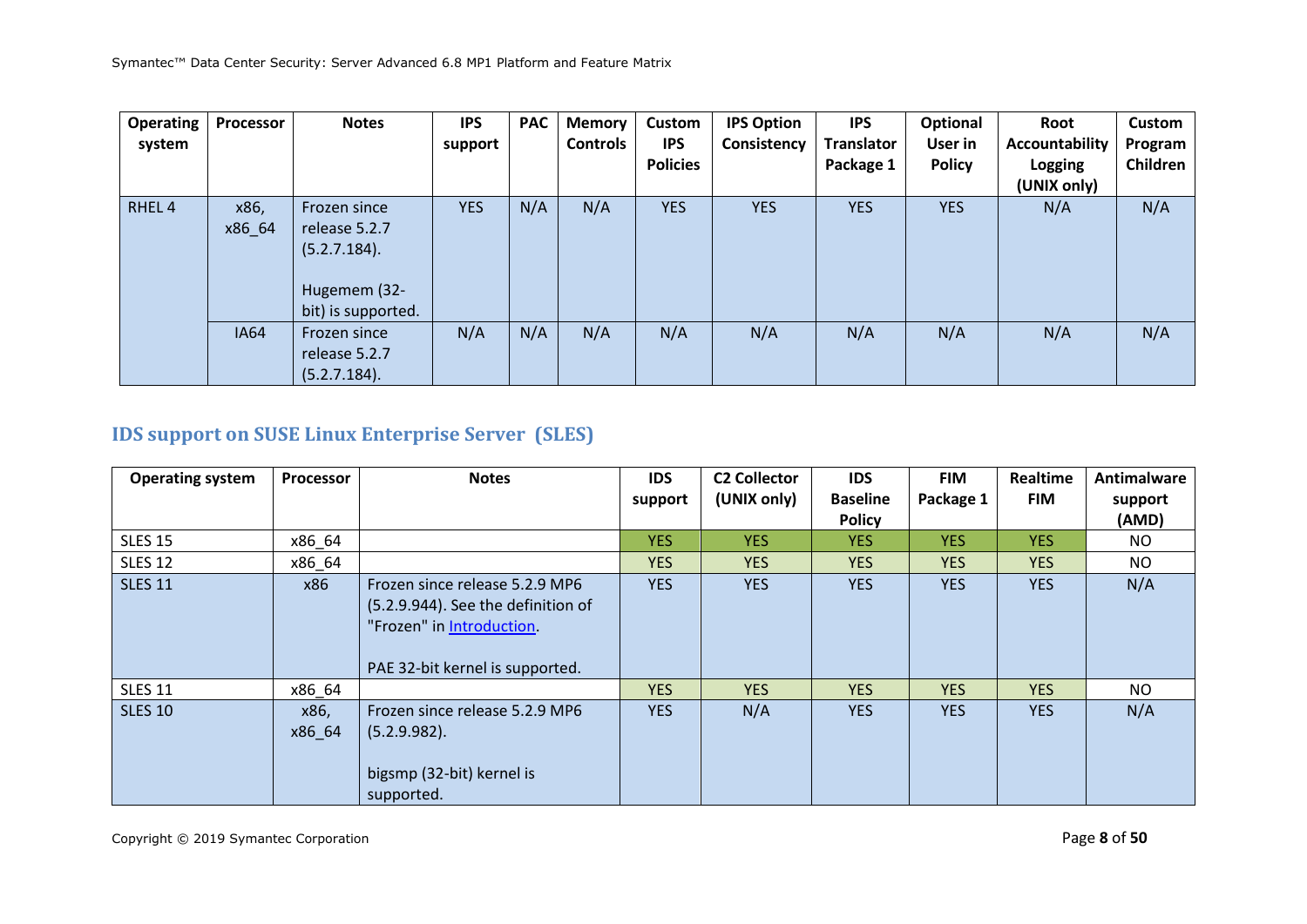| Operating system | Processor | Notes | IPS support | PAC | Memory Controls | Custom IPS Policies | IPS Option Consistency | IPS Translator Package 1 | Optional User in Policy | Root Accountability Logging (UNIX only) | Custom Program Children |
|---|---|---|---|---|---|---|---|---|---|---|---|
| RHEL 4 | x86, x86_64 | Frozen since release 5.2.7 (5.2.7.184).<br><br>Hugemem (32-bit) is supported. | YES | N/A | N/A | YES | YES | YES | YES | N/A | N/A |
| | IA64 | Frozen since release 5.2.7 (5.2.7.184). | N/A | N/A | N/A | N/A | N/A | N/A | N/A | N/A | N/A |

## IDS support on SUSE Linux Enterprise Server (SLES)

| Operating system | Processor | Notes | IDS support | C2 Collector (UNIX only) | IDS Baseline Policy | FIM Package 1 | Realtime FIM | Antimalware support (AMD) |
|---|---|---|---|---|---|---|---|---|
| SLES 15 | x86_64 | | YES | YES | YES | YES | YES | NO |
| SLES 12 | x86_64 | | YES | YES | YES | YES | YES | NO |
| SLES 11 | x86 | Frozen since release 5.2.9 MP6 (5.2.9.944). See the definition of "Frozen" in Introduction.<br><br>PAE 32-bit kernel is supported. | YES | YES | YES | YES | YES | N/A |
| SLES 11 | x86_64 | | YES | YES | YES | YES | YES | NO |
| SLES 10 | x86, x86_64 | Frozen since release 5.2.9 MP6 (5.2.9.982).<br><br>bigsmp (32-bit) kernel is supported. | YES | N/A | YES | YES | YES | N/A |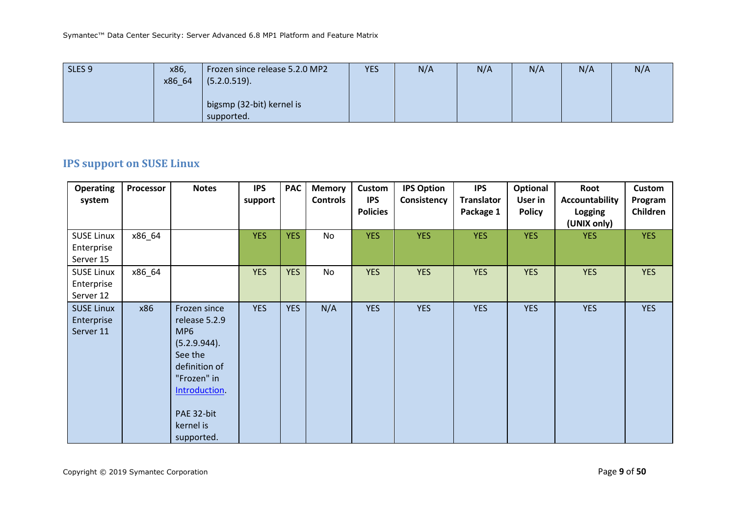| SLES 9 | x86, x86_64 | Frozen since release 5.2.0 MP2 (5.2.0.519).<br><br>bigsmp (32-bit) kernel is supported. | YES | N/A | N/A | N/A | N/A | N/A |
|---|---|---|---|---|---|---|---|---|

## IPS support on SUSE Linux

| Operating system | Processor | Notes | IPS support | PAC | Memory Controls | Custom IPS Policies | IPS Option Consistency | IPS Translator Package 1 | Optional User in Policy | Root Accountability Logging (UNIX only) | Custom Program Children |
|---|---|---|---|---|---|---|---|---|---|---|---|
| SUSE Linux Enterprise Server 15 | x86_64 | | YES | YES | No | YES | YES | YES | YES | YES | YES |
| SUSE Linux Enterprise Server 12 | x86_64 | | YES | YES | No | YES | YES | YES | YES | YES | YES |
| SUSE Linux Enterprise Server 11 | x86 | Frozen since release 5.2.9 MP6 (5.2.9.944). See the definition of "Frozen" in Introduction.<br><br>PAE 32-bit kernel is supported. | YES | YES | N/A | YES | YES | YES | YES | YES | YES |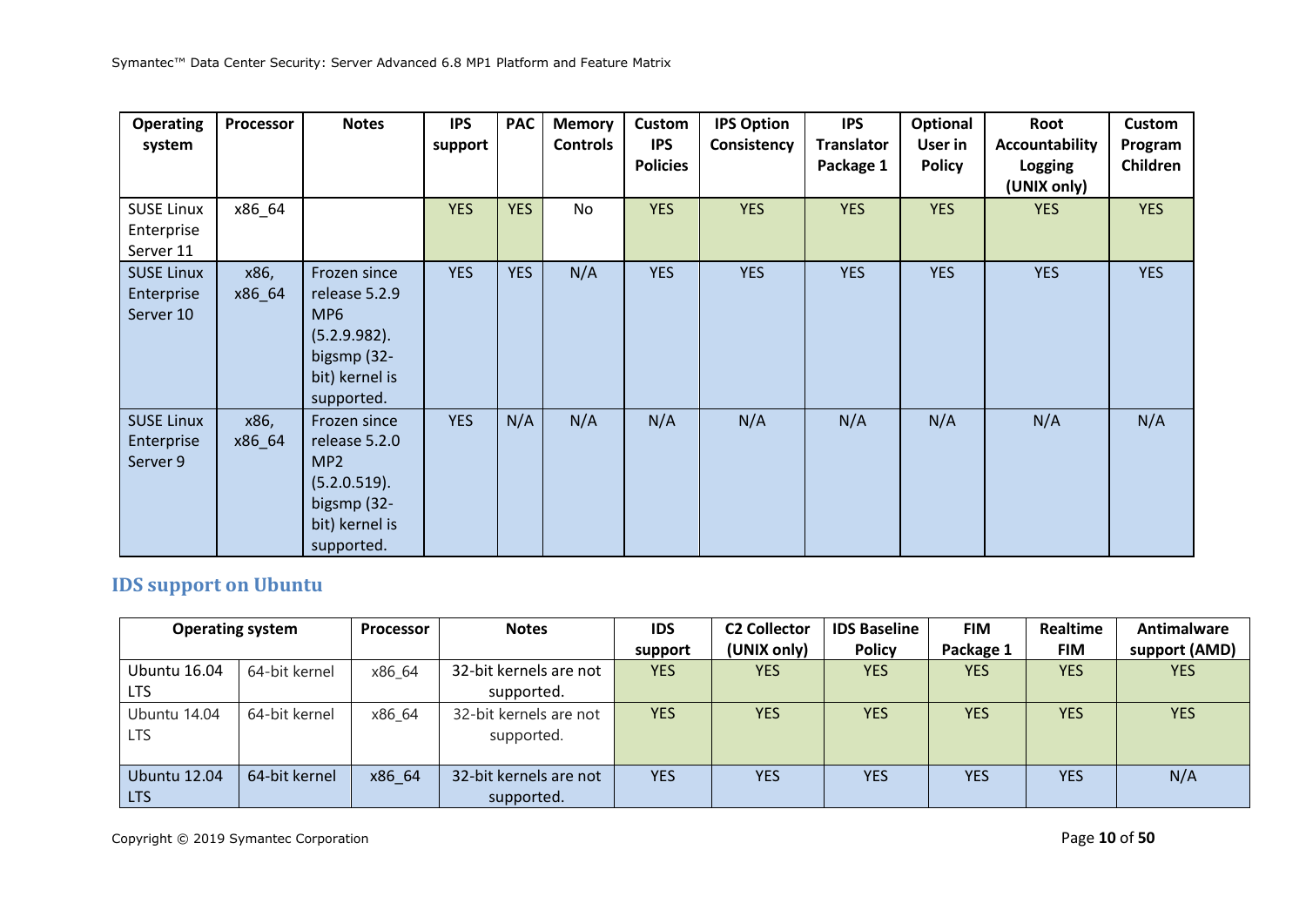| Operating system | Processor | Notes | IPS support | PAC | Memory Controls | Custom IPS Policies | IPS Option Consistency | IPS Translator Package 1 | Optional User in Policy | Root Accountability Logging (UNIX only) | Custom Program Children |
|---|---|---|---|---|---|---|---|---|---|---|---|
| SUSE Linux Enterprise Server 11 | x86_64 | | YES | YES | No | YES | YES | YES | YES | YES | YES |
| SUSE Linux Enterprise Server 10 | x86, x86_64 | Frozen since release 5.2.9 MP6 (5.2.9.982). bigsmp (32-bit) kernel is supported. | YES | YES | N/A | YES | YES | YES | YES | YES | YES |
| SUSE Linux Enterprise Server 9 | x86, x86_64 | Frozen since release 5.2.0 MP2 (5.2.0.519). bigsmp (32-bit) kernel is supported. | YES | N/A | N/A | N/A | N/A | N/A | N/A | N/A | N/A |

## IDS support on Ubuntu

| Operating system | | Processor | Notes | IDS support | C2 Collector (UNIX only) | IDS Baseline Policy | FIM Package 1 | Realtime FIM | Antimalware support (AMD) |
|---|---|---|---|---|---|---|---|---|---|
| Ubuntu 16.04 LTS | 64-bit kernel | x86_64 | 32-bit kernels are not supported. | YES | YES | YES | YES | YES | YES |
| Ubuntu 14.04 LTS | 64-bit kernel | x86_64 | 32-bit kernels are not supported. | YES | YES | YES | YES | YES | YES |
| Ubuntu 12.04 LTS | 64-bit kernel | x86_64 | 32-bit kernels are not supported. | YES | YES | YES | YES | YES | N/A |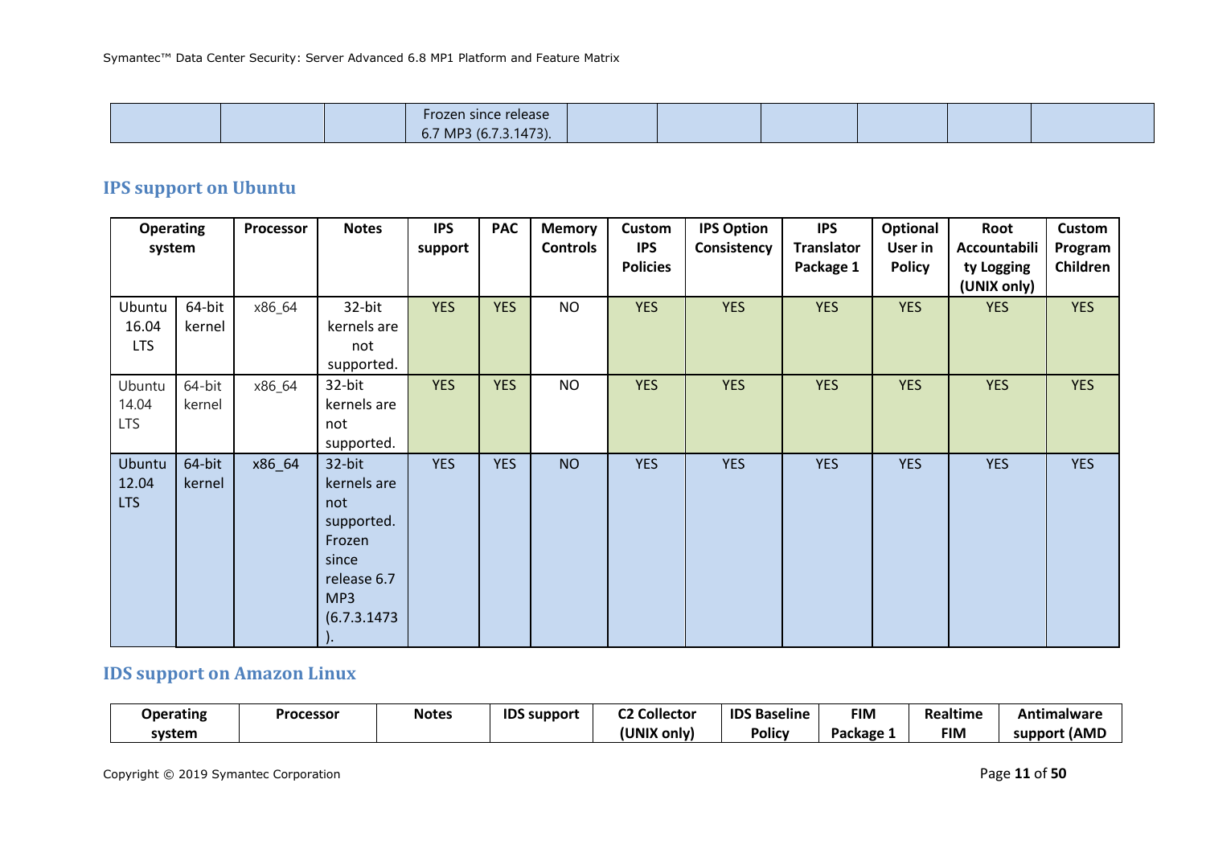| | | | Frozen since release 6.7 MP3 (6.7.3.1473). | | | | | | |
|---|---|---|---|---|---|---|---|---|---|

## IPS support on Ubuntu

| Operating system | | Processor | Notes | IPS support | PAC | Memory Controls | Custom IPS Policies | IPS Option Consistency | IPS Translator Package 1 | Optional User in Policy | Root Accountability Logging (UNIX only) | Custom Program Children |
|---|---|---|---|---|---|---|---|---|---|---|---|---|
| Ubuntu 16.04 LTS | 64-bit kernel | x86_64 | 32-bit kernels are not supported. | YES | YES | NO | YES | YES | YES | YES | YES | YES |
| Ubuntu 14.04 LTS | 64-bit kernel | x86_64 | 32-bit kernels are not supported. | YES | YES | NO | YES | YES | YES | YES | YES | YES |
| Ubuntu 12.04 LTS | 64-bit kernel | x86_64 | 32-bit kernels are not supported. Frozen since release 6.7 MP3 (6.7.3.1473). | YES | YES | NO | YES | YES | YES | YES | YES | YES |

## IDS support on Amazon Linux

| Operating system | Processor | Notes | IDS support | C2 Collector (UNIX only) | IDS Baseline Policy | FIM Package 1 | Realtime FIM | Antimalware support (AMD |
|---|---|---|---|---|---|---|---|---|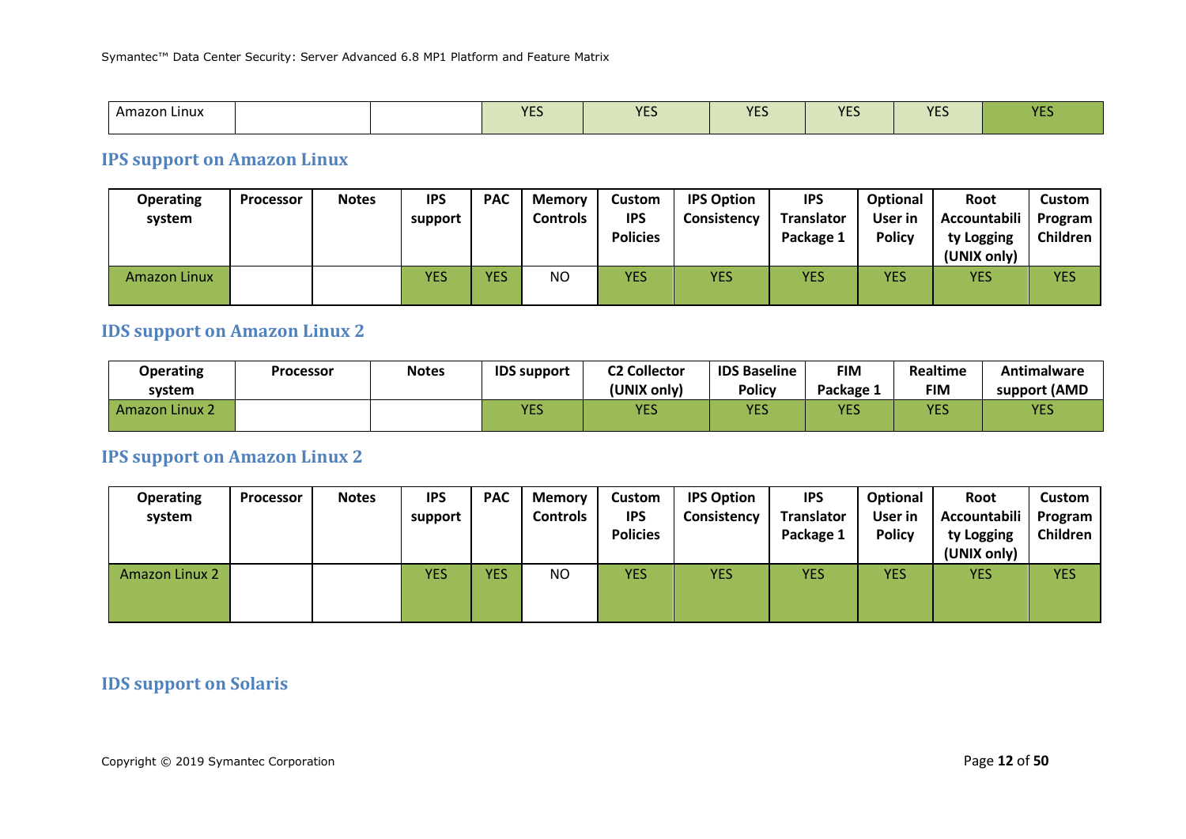| Amazon Linux | | | YES | YES | YES | YES | YES | YES |
|---|---|---|---|---|---|---|---|---|

## IPS support on Amazon Linux

| Operating system | Processor | Notes | IPS support | PAC | Memory Controls | Custom IPS Policies | IPS Option Consistency | IPS Translator Package 1 | Optional User in Policy | Root Accountability Logging (UNIX only) | Custom Program Children |
|---|---|---|---|---|---|---|---|---|---|---|---|
| Amazon Linux | | | YES | YES | NO | YES | YES | YES | YES | YES | YES |

## IDS support on Amazon Linux 2

| Operating system | Processor | Notes | IDS support | C2 Collector (UNIX only) | IDS Baseline Policy | FIM Package 1 | Realtime FIM | Antimalware support (AMD |
|---|---|---|---|---|---|---|---|---|
| Amazon Linux 2 | | | YES | YES | YES | YES | YES | YES |

## IPS support on Amazon Linux 2

| Operating system | Processor | Notes | IPS support | PAC | Memory Controls | Custom IPS Policies | IPS Option Consistency | IPS Translator Package 1 | Optional User in Policy | Root Accountability Logging (UNIX only) | Custom Program Children |
|---|---|---|---|---|---|---|---|---|---|---|---|
| Amazon Linux 2 | | | YES | YES | NO | YES | YES | YES | YES | YES | YES |

## IDS support on Solaris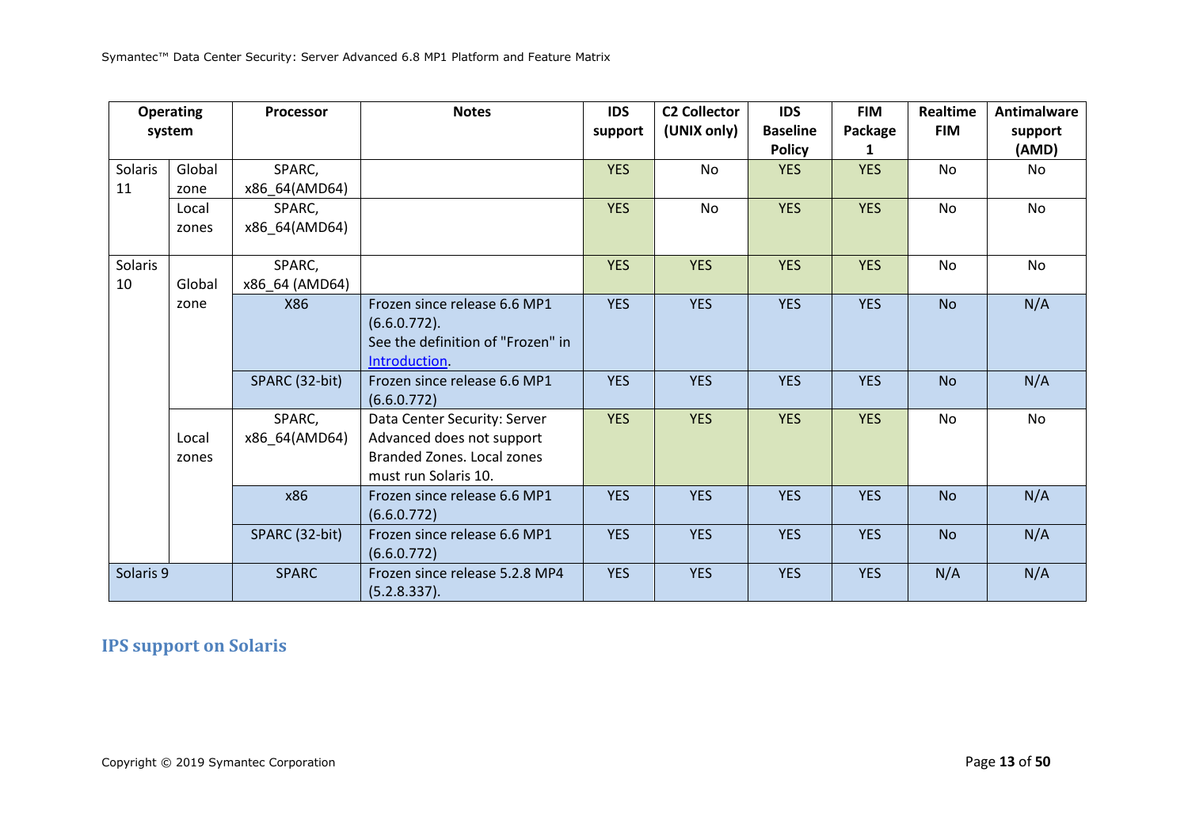| Operating system | | Processor | Notes | IDS support | C2 Collector (UNIX only) | IDS Baseline Policy | FIM Package 1 | Realtime FIM | Antimalware support (AMD) |
|---|---|---|---|---|---|---|---|---|---|
| Solaris 11 | Global zone | SPARC, x86_64(AMD64) | | YES | No | YES | YES | No | No |
| | Local zones | SPARC, x86_64(AMD64) | | YES | No | YES | YES | No | No |
| Solaris 10 | Global zone | SPARC, x86_64 (AMD64) | | YES | YES | YES | YES | No | No |
| | | X86 | Frozen since release 6.6 MP1 (6.6.0.772). See the definition of "Frozen" in Introduction. | YES | YES | YES | YES | No | N/A |
| | | SPARC (32-bit) | Frozen since release 6.6 MP1 (6.6.0.772) | YES | YES | YES | YES | No | N/A |
| | Local zones | SPARC, x86_64(AMD64) | Data Center Security: Server Advanced does not support Branded Zones. Local zones must run Solaris 10. | YES | YES | YES | YES | No | No |
| | | x86 | Frozen since release 6.6 MP1 (6.6.0.772) | YES | YES | YES | YES | No | N/A |
| | | SPARC (32-bit) | Frozen since release 6.6 MP1 (6.6.0.772) | YES | YES | YES | YES | No | N/A |
| Solaris 9 | | SPARC | Frozen since release 5.2.8 MP4 (5.2.8.337). | YES | YES | YES | YES | N/A | N/A |

## IPS support on Solaris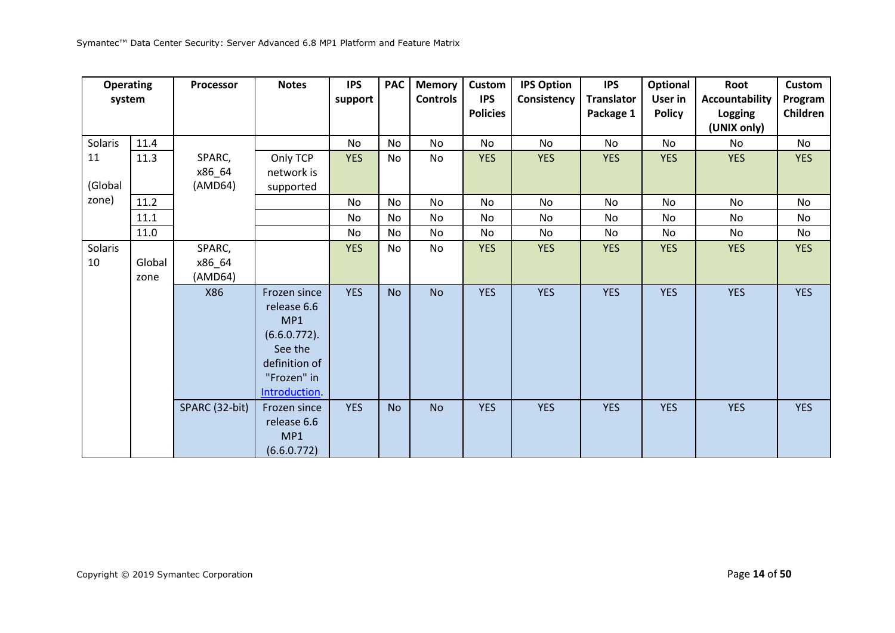| Operating system | | Processor | Notes | IPS support | PAC | Memory Controls | Custom IPS Policies | IPS Option Consistency | IPS Translator Package 1 | Optional User in Policy | Root Accountability Logging (UNIX only) | Custom Program Children |
|---|---|---|---|---|---|---|---|---|---|---|---|---|
| Solaris 11 (Global zone) | 11.4 | SPARC, x86_64 (AMD64) | | No | No | No | No | No | No | No | No | No |
| | 11.3 | | Only TCP network is supported | YES | No | No | YES | YES | YES | YES | YES | YES |
| | 11.2 | | | No | No | No | No | No | No | No | No | No |
| | 11.1 | | | No | No | No | No | No | No | No | No | No |
| | 11.0 | | | No | No | No | No | No | No | No | No | No |
| Solaris 10 | Global zone | SPARC, x86_64 (AMD64) | | YES | No | No | YES | YES | YES | YES | YES | YES |
| | | X86 | Frozen since release 6.6 MP1 (6.6.0.772). See the definition of "Frozen" in Introduction. | YES | No | No | YES | YES | YES | YES | YES | YES |
| | | SPARC (32-bit) | Frozen since release 6.6 MP1 (6.6.0.772) | YES | No | No | YES | YES | YES | YES | YES | YES |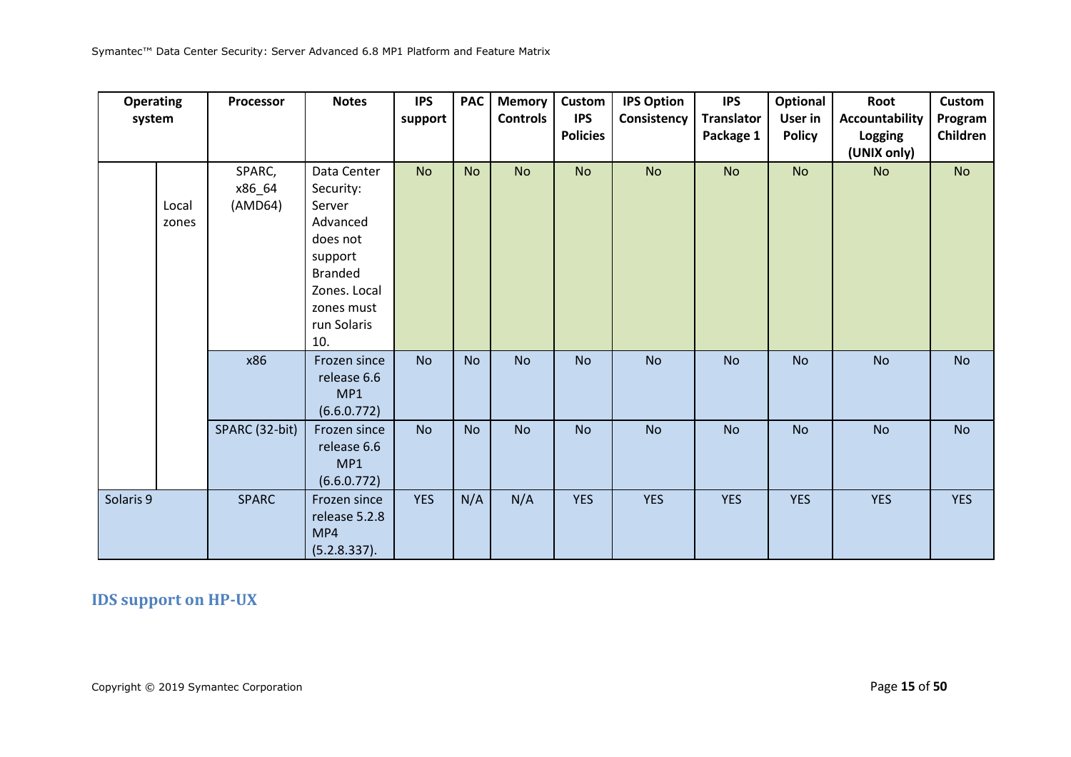| Operating system | | Processor | Notes | IPS support | PAC | Memory Controls | Custom IPS Policies | IPS Option Consistency | IPS Translator Package 1 | Optional User in Policy | Root Accountability Logging (UNIX only) | Custom Program Children |
|---|---|---|---|---|---|---|---|---|---|---|---|---|
| | Local zones | SPARC, x86_64 (AMD64) | Data Center Security: Server Advanced does not support Branded Zones. Local zones must run Solaris 10. | No | No | No | No | No | No | No | No | No |
| | | x86 | Frozen since release 6.6 MP1 (6.6.0.772) | No | No | No | No | No | No | No | No | No |
| | | SPARC (32-bit) | Frozen since release 6.6 MP1 (6.6.0.772) | No | No | No | No | No | No | No | No | No |
| Solaris 9 | | SPARC | Frozen since release 5.2.8 MP4 (5.2.8.337). | YES | N/A | N/A | YES | YES | YES | YES | YES | YES |

## IDS support on HP-UX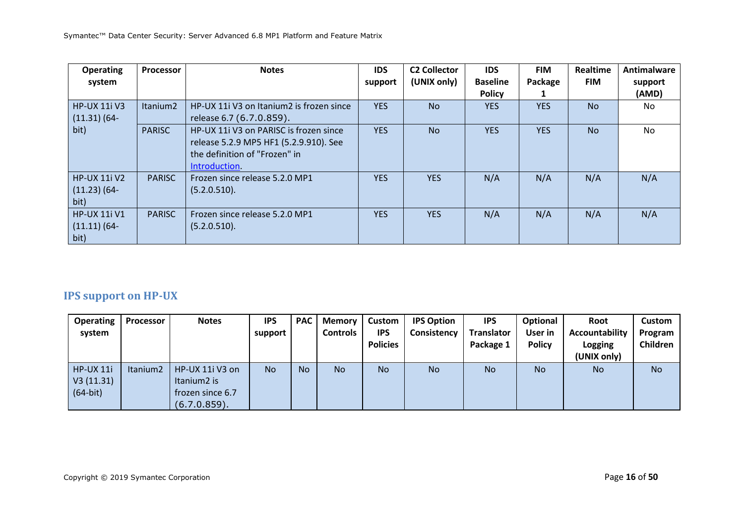| Operating system | Processor | Notes | IDS support | C2 Collector (UNIX only) | IDS Baseline Policy | FIM Package 1 | Realtime FIM | Antimalware support (AMD) |
|---|---|---|---|---|---|---|---|---|
| HP-UX 11i V3 (11.31) (64-bit) | Itanium2 | HP-UX 11i V3 on Itanium2 is frozen since release 6.7 (6.7.0.859). | YES | No | YES | YES | No | No |
| | PARISC | HP-UX 11i V3 on PARISC is frozen since release 5.2.9 MP5 HF1 (5.2.9.910). See the definition of "Frozen" in Introduction. | YES | No | YES | YES | No | No |
| HP-UX 11i V2 (11.23) (64-bit) | PARISC | Frozen since release 5.2.0 MP1 (5.2.0.510). | YES | YES | N/A | N/A | N/A | N/A |
| HP-UX 11i V1 (11.11) (64-bit) | PARISC | Frozen since release 5.2.0 MP1 (5.2.0.510). | YES | YES | N/A | N/A | N/A | N/A |

## IPS support on HP-UX

| Operating system | Processor | Notes | IPS support | PAC | Memory Controls | Custom IPS Policies | IPS Option Consistency | IPS Translator Package 1 | Optional User in Policy | Root Accountability Logging (UNIX only) | Custom Program Children |
|---|---|---|---|---|---|---|---|---|---|---|---|
| HP-UX 11i V3 (11.31) (64-bit) | Itanium2 | HP-UX 11i V3 on Itanium2 is frozen since 6.7 (6.7.0.859). | No | No | No | No | No | No | No | No | No |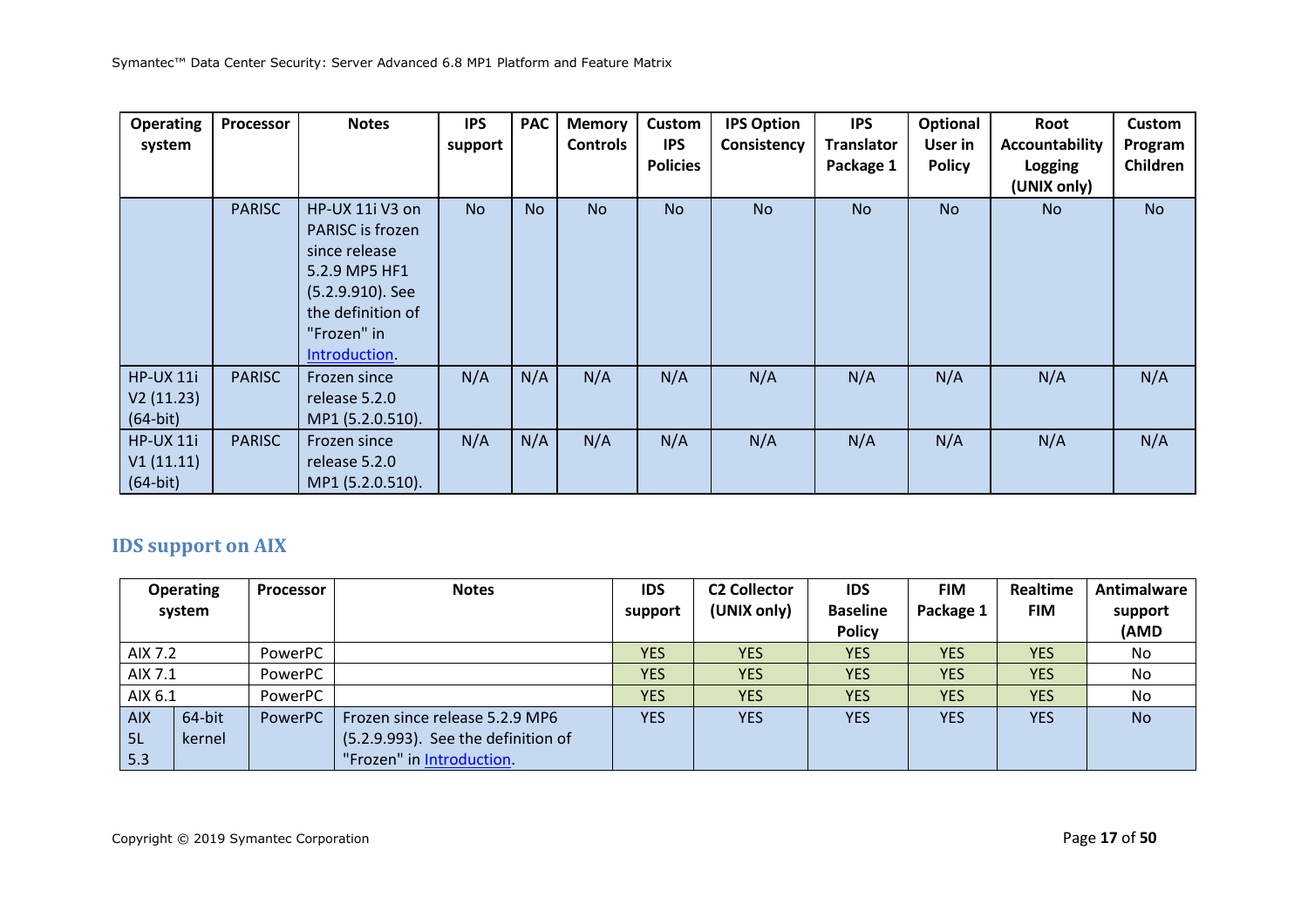| Operating system | Processor | Notes | IPS support | PAC | Memory Controls | Custom IPS Policies | IPS Option Consistency | IPS Translator Package 1 | Optional User in Policy | Root Accountability Logging (UNIX only) | Custom Program Children |
|---|---|---|---|---|---|---|---|---|---|---|---|
| | PARISC | HP-UX 11i V3 on PARISC is frozen since release 5.2.9 MP5 HF1 (5.2.9.910). See the definition of "Frozen" in Introduction. | No | No | No | No | No | No | No | No | No |
| HP-UX 11i V2 (11.23) (64-bit) | PARISC | Frozen since release 5.2.0 MP1 (5.2.0.510). | N/A | N/A | N/A | N/A | N/A | N/A | N/A | N/A | N/A |
| HP-UX 11i V1 (11.11) (64-bit) | PARISC | Frozen since release 5.2.0 MP1 (5.2.0.510). | N/A | N/A | N/A | N/A | N/A | N/A | N/A | N/A | N/A |

## IDS support on AIX

| Operating system | | Processor | Notes | IDS support | C2 Collector (UNIX only) | IDS Baseline Policy | FIM Package 1 | Realtime FIM | Antimalware support (AMD |
|---|---|---|---|---|---|---|---|---|---|
| AIX 7.2 | | PowerPC | | YES | YES | YES | YES | YES | No |
| AIX 7.1 | | PowerPC | | YES | YES | YES | YES | YES | No |
| AIX 6.1 | | PowerPC | | YES | YES | YES | YES | YES | No |
| AIX 5L 5.3 | 64-bit kernel | PowerPC | Frozen since release 5.2.9 MP6 (5.2.9.993). See the definition of "Frozen" in Introduction. | YES | YES | YES | YES | YES | No |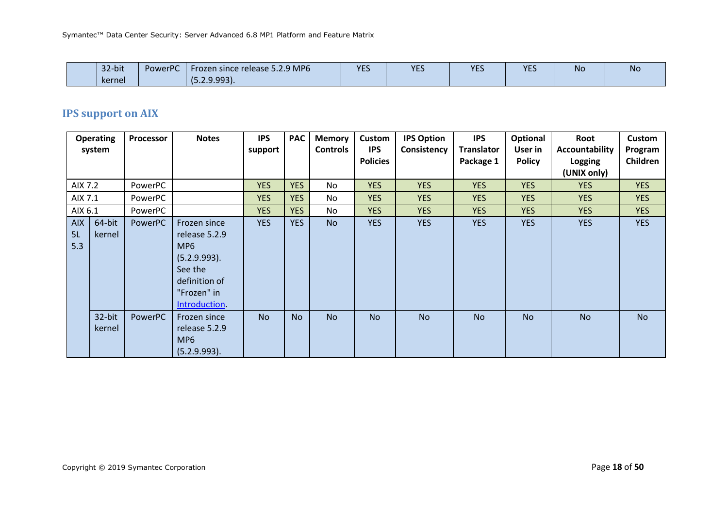| | 32-bit kernel | PowerPC | Frozen since release 5.2.9 MP6 (5.2.9.993). | YES | YES | YES | YES | No | No |
|---|---|---|---|---|---|---|---|---|---|

## IPS support on AIX

| Operating system | | Processor | Notes | IPS support | PAC | Memory Controls | Custom IPS Policies | IPS Option Consistency | IPS Translator Package 1 | Optional User in Policy | Root Accountability Logging (UNIX only) | Custom Program Children |
|---|---|---|---|---|---|---|---|---|---|---|---|---|
| AIX 7.2 | | PowerPC | | YES | YES | No | YES | YES | YES | YES | YES | YES |
| AIX 7.1 | | PowerPC | | YES | YES | No | YES | YES | YES | YES | YES | YES |
| AIX 6.1 | | PowerPC | | YES | YES | No | YES | YES | YES | YES | YES | YES |
| AIX 5L 5.3 | 64-bit kernel | PowerPC | Frozen since release 5.2.9 MP6 (5.2.9.993). See the definition of "Frozen" in Introduction. | YES | YES | No | YES | YES | YES | YES | YES | YES |
| | 32-bit kernel | PowerPC | Frozen since release 5.2.9 MP6 (5.2.9.993). | No | No | No | No | No | No | No | No | No |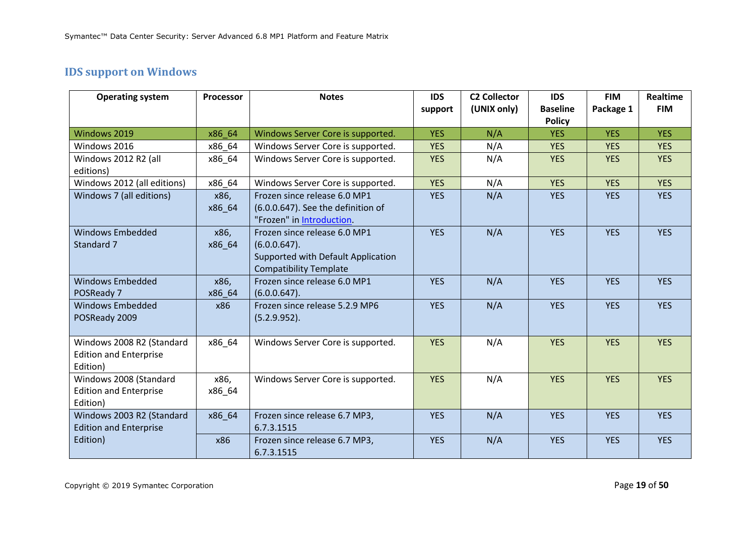## IDS support on Windows

| Operating system | Processor | Notes | IDS support | C2 Collector (UNIX only) | IDS Baseline Policy | FIM Package 1 | Realtime FIM |
|---|---|---|---|---|---|---|---|
| Windows 2019 | x86_64 | Windows Server Core is supported. | YES | N/A | YES | YES | YES |
| Windows 2016 | x86_64 | Windows Server Core is supported. | YES | N/A | YES | YES | YES |
| Windows 2012 R2 (all editions) | x86_64 | Windows Server Core is supported. | YES | N/A | YES | YES | YES |
| Windows 2012 (all editions) | x86_64 | Windows Server Core is supported. | YES | N/A | YES | YES | YES |
| Windows 7 (all editions) | x86, x86_64 | Frozen since release 6.0 MP1 (6.0.0.647). See the definition of "Frozen" in Introduction. | YES | N/A | YES | YES | YES |
| Windows Embedded Standard 7 | x86, x86_64 | Frozen since release 6.0 MP1 (6.0.0.647). Supported with Default Application Compatibility Template | YES | N/A | YES | YES | YES |
| Windows Embedded POSReady 7 | x86, x86_64 | Frozen since release 6.0 MP1 (6.0.0.647). | YES | N/A | YES | YES | YES |
| Windows Embedded POSReady 2009 | x86 | Frozen since release 5.2.9 MP6 (5.2.9.952). | YES | N/A | YES | YES | YES |
| Windows 2008 R2 (Standard Edition and Enterprise Edition) | x86_64 | Windows Server Core is supported. | YES | N/A | YES | YES | YES |
| Windows 2008 (Standard Edition and Enterprise Edition) | x86, x86_64 | Windows Server Core is supported. | YES | N/A | YES | YES | YES |
| Windows 2003 R2 (Standard Edition and Enterprise Edition) | x86_64 | Frozen since release 6.7 MP3, 6.7.3.1515 | YES | N/A | YES | YES | YES |
| | x86 | Frozen since release 6.7 MP3, 6.7.3.1515 | YES | N/A | YES | YES | YES |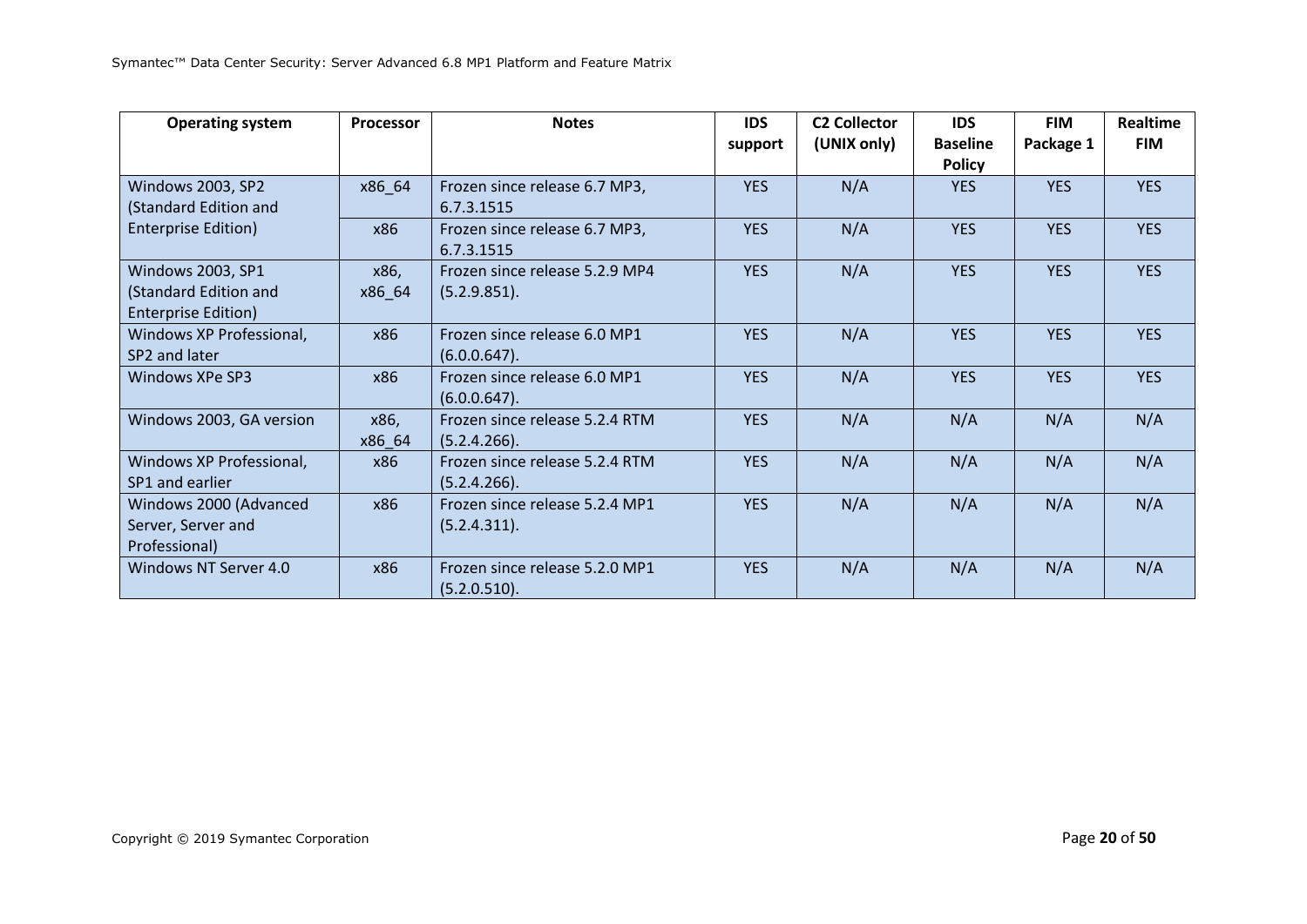| Operating system | Processor | Notes | IDS support | C2 Collector (UNIX only) | IDS Baseline Policy | FIM Package 1 | Realtime FIM |
|---|---|---|---|---|---|---|---|
| Windows 2003, SP2 (Standard Edition and Enterprise Edition) | x86_64 | Frozen since release 6.7 MP3, 6.7.3.1515 | YES | N/A | YES | YES | YES |
| | x86 | Frozen since release 6.7 MP3, 6.7.3.1515 | YES | N/A | YES | YES | YES |
| Windows 2003, SP1 (Standard Edition and Enterprise Edition) | x86, x86_64 | Frozen since release 5.2.9 MP4 (5.2.9.851). | YES | N/A | YES | YES | YES |
| Windows XP Professional, SP2 and later | x86 | Frozen since release 6.0 MP1 (6.0.0.647). | YES | N/A | YES | YES | YES |
| Windows XPe SP3 | x86 | Frozen since release 6.0 MP1 (6.0.0.647). | YES | N/A | YES | YES | YES |
| Windows 2003, GA version | x86, x86_64 | Frozen since release 5.2.4 RTM (5.2.4.266). | YES | N/A | N/A | N/A | N/A |
| Windows XP Professional, SP1 and earlier | x86 | Frozen since release 5.2.4 RTM (5.2.4.266). | YES | N/A | N/A | N/A | N/A |
| Windows 2000 (Advanced Server, Server and Professional) | x86 | Frozen since release 5.2.4 MP1 (5.2.4.311). | YES | N/A | N/A | N/A | N/A |
| Windows NT Server 4.0 | x86 | Frozen since release 5.2.0 MP1 (5.2.0.510). | YES | N/A | N/A | N/A | N/A |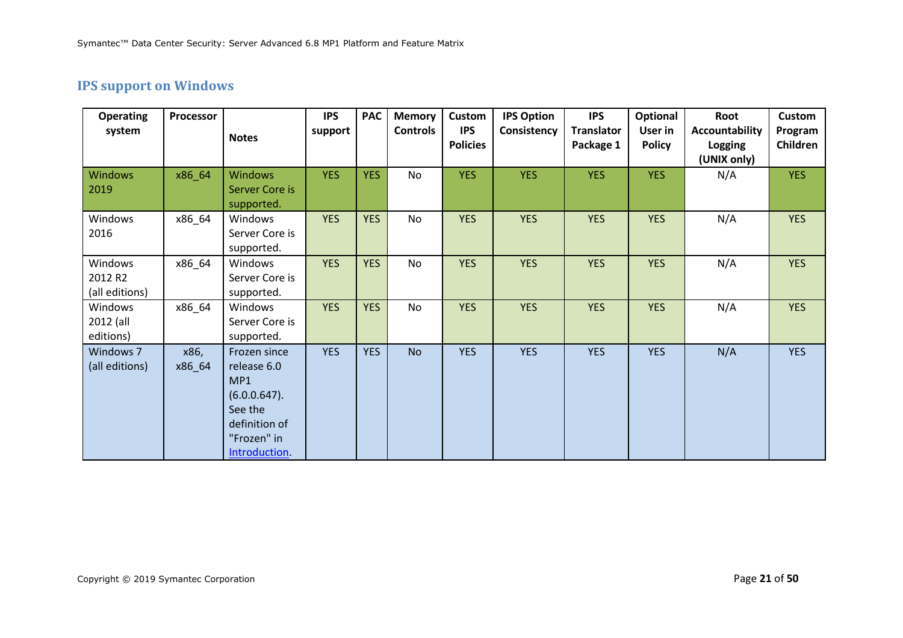## IPS support on Windows

| Operating system | Processor | Notes | IPS support | PAC | Memory Controls | Custom IPS Policies | IPS Option Consistency | IPS Translator Package 1 | Optional User in Policy | Root Accountability Logging (UNIX only) | Custom Program Children |
|---|---|---|---|---|---|---|---|---|---|---|---|
| Windows 2019 | x86_64 | Windows Server Core is supported. | YES | YES | No | YES | YES | YES | YES | N/A | YES |
| Windows 2016 | x86_64 | Windows Server Core is supported. | YES | YES | No | YES | YES | YES | YES | N/A | YES |
| Windows 2012 R2 (all editions) | x86_64 | Windows Server Core is supported. | YES | YES | No | YES | YES | YES | YES | N/A | YES |
| Windows 2012 (all editions) | x86_64 | Windows Server Core is supported. | YES | YES | No | YES | YES | YES | YES | N/A | YES |
| Windows 7 (all editions) | x86, x86_64 | Frozen since release 6.0 MP1 (6.0.0.647). See the definition of "Frozen" in Introduction. | YES | YES | No | YES | YES | YES | YES | N/A | YES |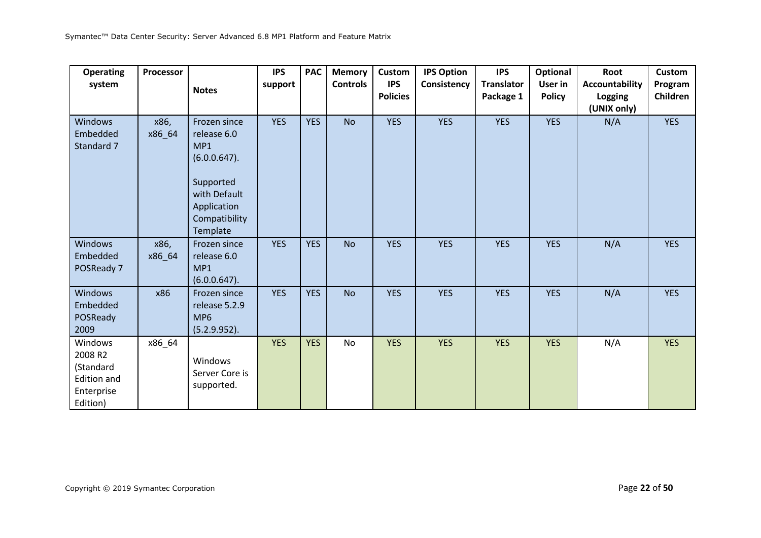| Operating system | Processor | Notes | IPS support | PAC | Memory Controls | Custom IPS Policies | IPS Option Consistency | IPS Translator Package 1 | Optional User in Policy | Root Accountability Logging (UNIX only) | Custom Program Children |
|---|---|---|---|---|---|---|---|---|---|---|---|
| Windows Embedded Standard 7 | x86, x86_64 | Frozen since release 6.0 MP1 (6.0.0.647).<br><br>Supported with Default Application Compatibility Template | YES | YES | No | YES | YES | YES | YES | N/A | YES |
| Windows Embedded POSReady 7 | x86, x86_64 | Frozen since release 6.0 MP1 (6.0.0.647). | YES | YES | No | YES | YES | YES | YES | N/A | YES |
| Windows Embedded POSReady 2009 | x86 | Frozen since release 5.2.9 MP6 (5.2.9.952). | YES | YES | No | YES | YES | YES | YES | N/A | YES |
| Windows 2008 R2 (Standard Edition and Enterprise Edition) | x86_64 | Windows Server Core is supported. | YES | YES | No | YES | YES | YES | YES | N/A | YES |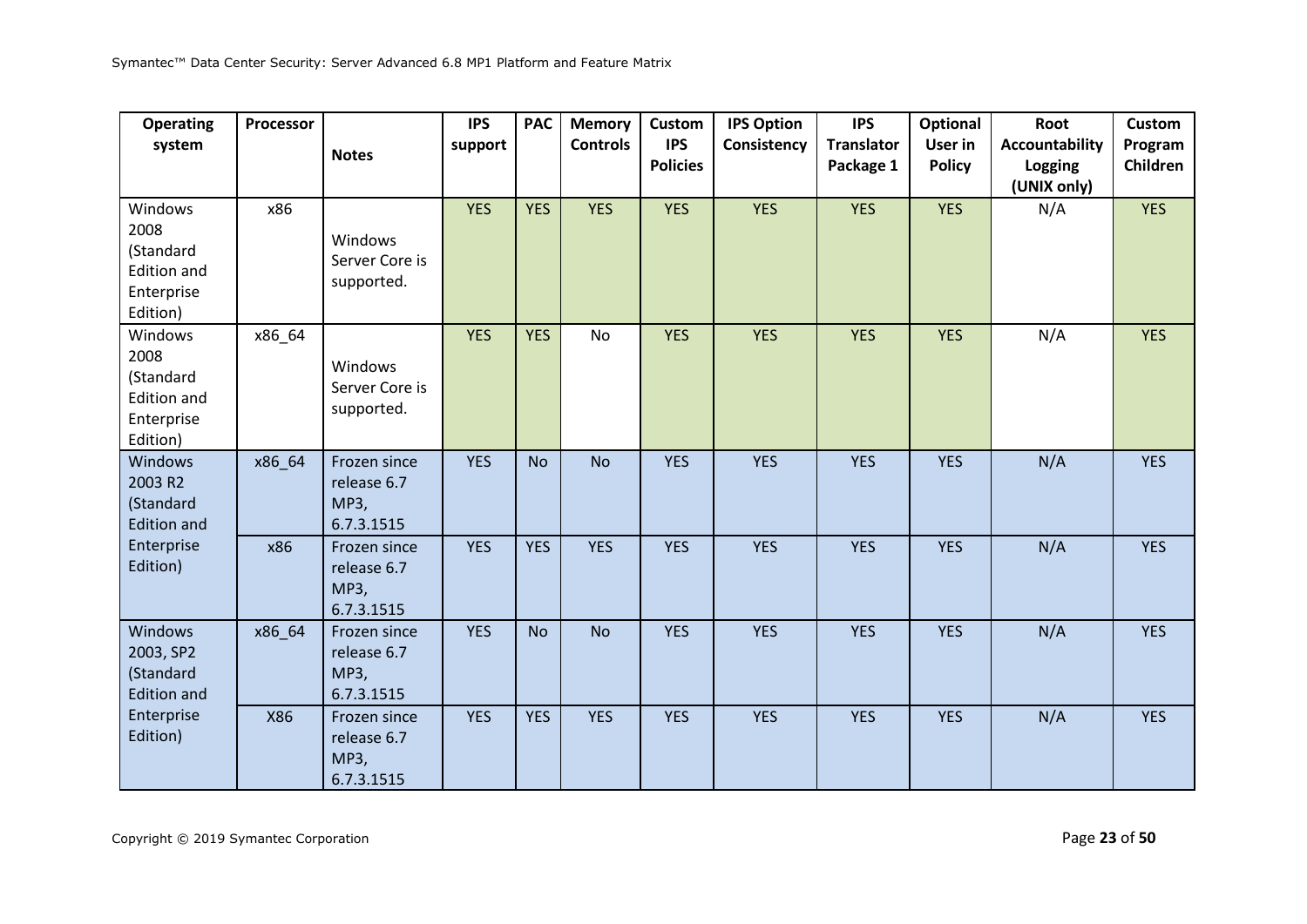| Operating system | Processor | Notes | IPS support | PAC | Memory Controls | Custom IPS Policies | IPS Option Consistency | IPS Translator Package 1 | Optional User in Policy | Root Accountability Logging (UNIX only) | Custom Program Children |
|---|---|---|---|---|---|---|---|---|---|---|---|
| Windows 2008 (Standard Edition and Enterprise Edition) | x86 | Windows Server Core is supported. | YES | YES | YES | YES | YES | YES | YES | N/A | YES |
| Windows 2008 (Standard Edition and Enterprise Edition) | x86_64 | Windows Server Core is supported. | YES | YES | No | YES | YES | YES | YES | N/A | YES |
| Windows 2003 R2 (Standard Edition and Enterprise Edition) | x86_64 | Frozen since release 6.7 MP3, 6.7.3.1515 | YES | No | No | YES | YES | YES | YES | N/A | YES |
| | x86 | Frozen since release 6.7 MP3, 6.7.3.1515 | YES | YES | YES | YES | YES | YES | YES | N/A | YES |
| Windows 2003, SP2 (Standard Edition and Enterprise Edition) | x86_64 | Frozen since release 6.7 MP3, 6.7.3.1515 | YES | No | No | YES | YES | YES | YES | N/A | YES |
| | X86 | Frozen since release 6.7 MP3, 6.7.3.1515 | YES | YES | YES | YES | YES | YES | YES | N/A | YES |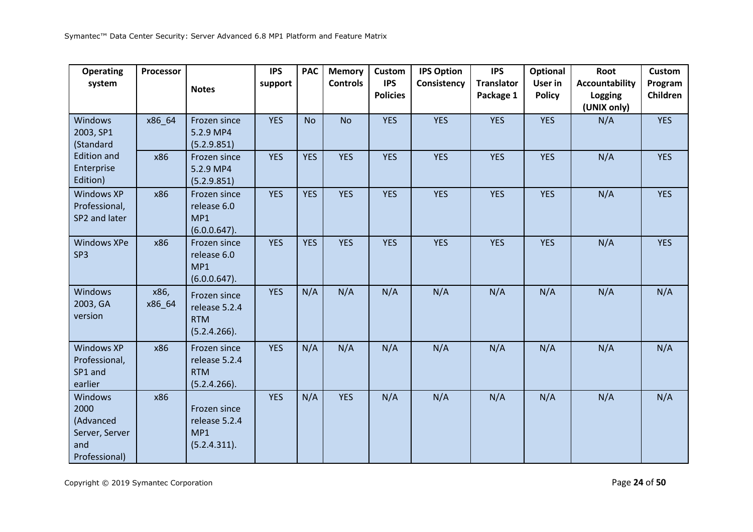| Operating system | Processor | Notes | IPS support | PAC | Memory Controls | Custom IPS Policies | IPS Option Consistency | IPS Translator Package 1 | Optional User in Policy | Root Accountability Logging (UNIX only) | Custom Program Children |
|---|---|---|---|---|---|---|---|---|---|---|---|
| Windows 2003, SP1 (Standard Edition and Enterprise Edition) | x86_64 | Frozen since 5.2.9 MP4 (5.2.9.851) | YES | No | No | YES | YES | YES | YES | N/A | YES |
| | x86 | Frozen since 5.2.9 MP4 (5.2.9.851) | YES | YES | YES | YES | YES | YES | YES | N/A | YES |
| Windows XP Professional, SP2 and later | x86 | Frozen since release 6.0 MP1 (6.0.0.647). | YES | YES | YES | YES | YES | YES | YES | N/A | YES |
| Windows XPe SP3 | x86 | Frozen since release 6.0 MP1 (6.0.0.647). | YES | YES | YES | YES | YES | YES | YES | N/A | YES |
| Windows 2003, GA version | x86, x86_64 | Frozen since release 5.2.4 RTM (5.2.4.266). | YES | N/A | N/A | N/A | N/A | N/A | N/A | N/A | N/A |
| Windows XP Professional, SP1 and earlier | x86 | Frozen since release 5.2.4 RTM (5.2.4.266). | YES | N/A | N/A | N/A | N/A | N/A | N/A | N/A | N/A |
| Windows 2000 (Advanced Server, Server and Professional) | x86 | Frozen since release 5.2.4 MP1 (5.2.4.311). | YES | N/A | YES | N/A | N/A | N/A | N/A | N/A | N/A |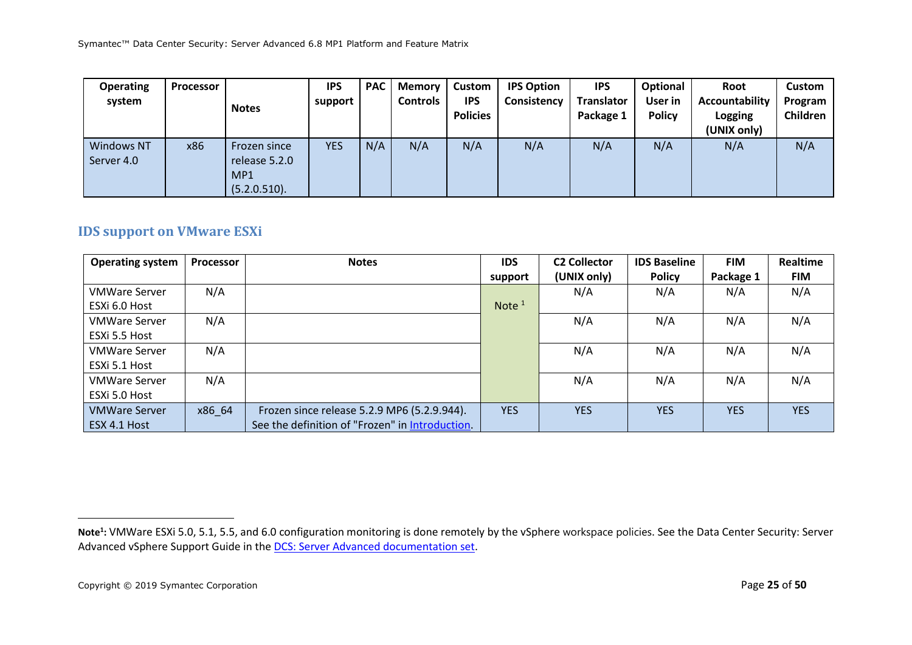| Operating system | Processor | Notes | IPS support | PAC | Memory Controls | Custom IPS Policies | IPS Option Consistency | IPS Translator Package 1 | Optional User in Policy | Root Accountability Logging (UNIX only) | Custom Program Children |
|---|---|---|---|---|---|---|---|---|---|---|---|
| Windows NT Server 4.0 | x86 | Frozen since release 5.2.0 MP1 (5.2.0.510). | YES | N/A | N/A | N/A | N/A | N/A | N/A | N/A | N/A |

## IDS support on VMware ESXi

| Operating system | Processor | Notes | IDS support | C2 Collector (UNIX only) | IDS Baseline Policy | FIM Package 1 | Realtime FIM |
|---|---|---|---|---|---|---|---|
| VMWare Server ESXi 6.0 Host | N/A | | Note [1] | N/A | N/A | N/A | N/A |
| VMWare Server ESXi 5.5 Host | N/A | | | N/A | N/A | N/A | N/A |
| VMWare Server ESXi 5.1 Host | N/A | | | N/A | N/A | N/A | N/A |
| VMWare Server ESXi 5.0 Host | N/A | | | N/A | N/A | N/A | N/A |
| VMWare Server ESX 4.1 Host | x86_64 | Frozen since release 5.2.9 MP6 (5.2.9.944). See the definition of "Frozen" in Introduction. | YES | YES | YES | YES | YES |

**Note[1]:** VMWare ESXi 5.0, 5.1, 5.5, and 6.0 configuration monitoring is done remotely by the vSphere workspace policies. See the Data Center Security: Server Advanced vSphere Support Guide in the DCS: Server Advanced documentation set.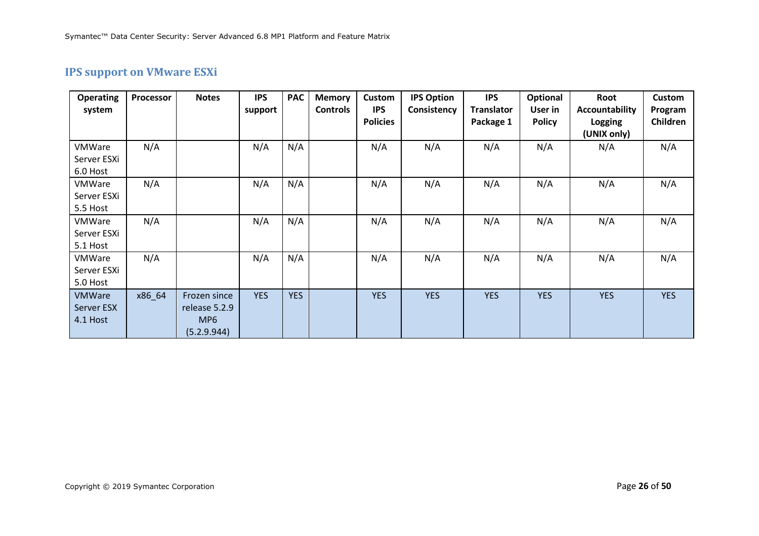## IPS support on VMware ESXi

| Operating system | Processor | Notes | IPS support | PAC | Memory Controls | Custom IPS Policies | IPS Option Consistency | IPS Translator Package 1 | Optional User in Policy | Root Accountability Logging (UNIX only) | Custom Program Children |
|---|---|---|---|---|---|---|---|---|---|---|---|
| VMWare Server ESXi 6.0 Host | N/A | | N/A | N/A | | N/A | N/A | N/A | N/A | N/A | N/A |
| VMWare Server ESXi 5.5 Host | N/A | | N/A | N/A | | N/A | N/A | N/A | N/A | N/A | N/A |
| VMWare Server ESXi 5.1 Host | N/A | | N/A | N/A | | N/A | N/A | N/A | N/A | N/A | N/A |
| VMWare Server ESXi 5.0 Host | N/A | | N/A | N/A | | N/A | N/A | N/A | N/A | N/A | N/A |
| VMWare Server ESX 4.1 Host | x86_64 | Frozen since release 5.2.9 MP6 (5.2.9.944) | YES | YES | | YES | YES | YES | YES | YES | YES |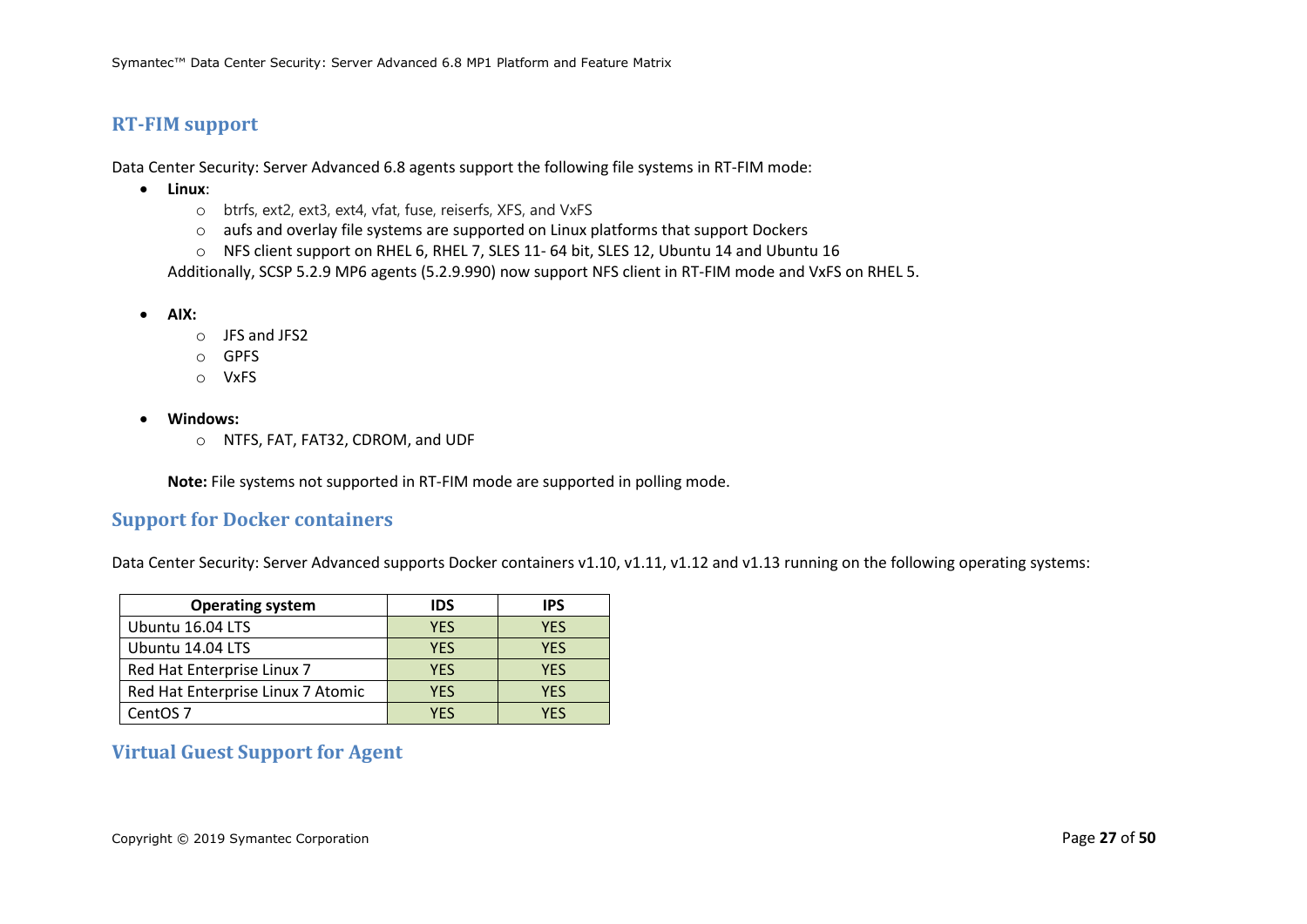## RT-FIM support

Data Center Security: Server Advanced 6.8 agents support the following file systems in RT-FIM mode:

- **Linux**:
  - btrfs, ext2, ext3, ext4, vfat, fuse, reiserfs, XFS, and VxFS
  - aufs and overlay file systems are supported on Linux platforms that support Dockers
  - NFS client support on RHEL 6, RHEL 7, SLES 11- 64 bit, SLES 12, Ubuntu 14 and Ubuntu 16

  Additionally, SCSP 5.2.9 MP6 agents (5.2.9.990) now support NFS client in RT-FIM mode and VxFS on RHEL 5.

- **AIX:**
  - JFS and JFS2
  - GPFS
  - VxFS

- **Windows:**
  - NTFS, FAT, FAT32, CDROM, and UDF

  **Note:** File systems not supported in RT-FIM mode are supported in polling mode.

## Support for Docker containers

Data Center Security: Server Advanced supports Docker containers v1.10, v1.11, v1.12 and v1.13 running on the following operating systems:

| Operating system | IDS | IPS |
|---|---|---|
| Ubuntu 16.04 LTS | YES | YES |
| Ubuntu 14.04 LTS | YES | YES |
| Red Hat Enterprise Linux 7 | YES | YES |
| Red Hat Enterprise Linux 7 Atomic | YES | YES |
| CentOS 7 | YES | YES |

## Virtual Guest Support for Agent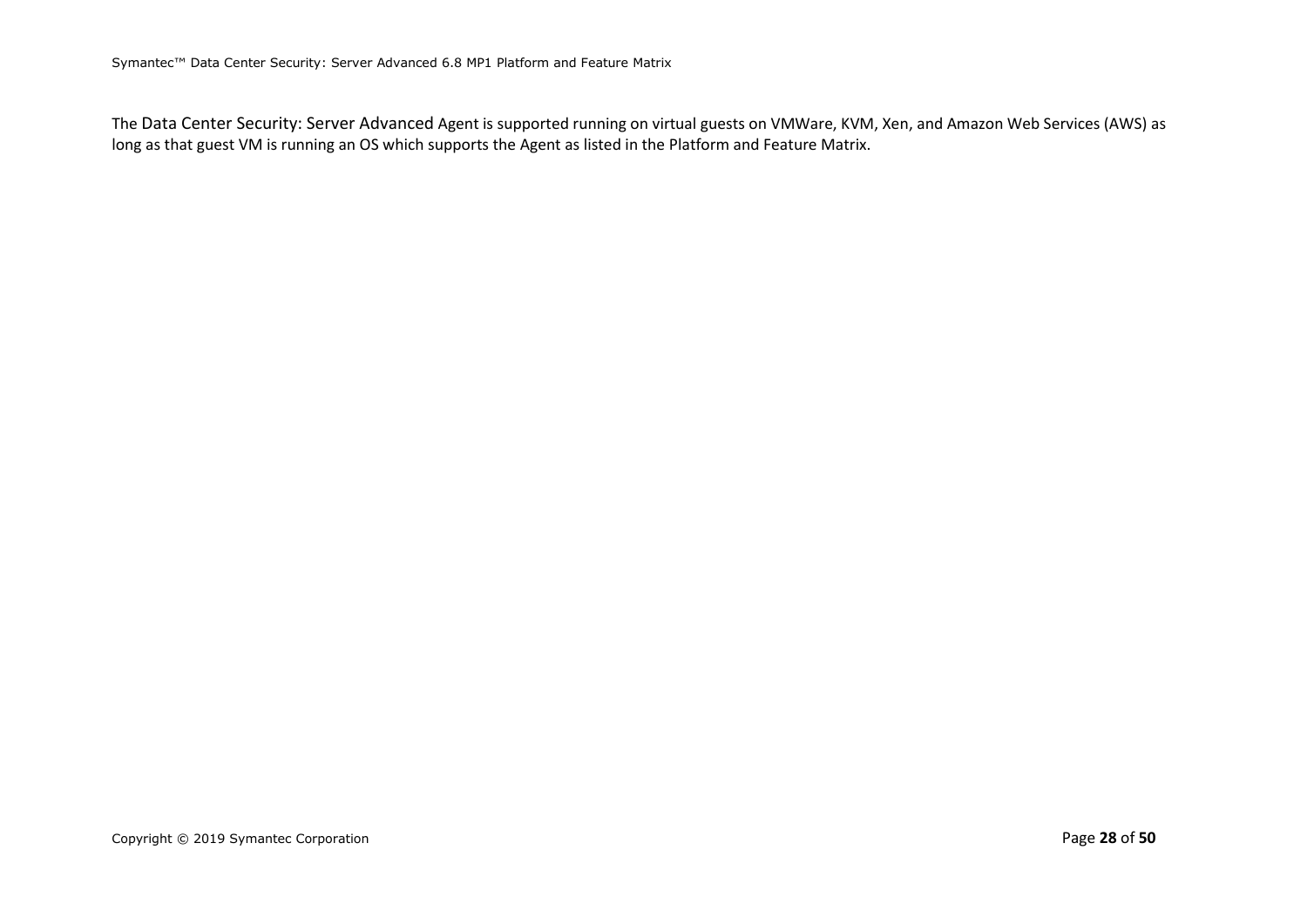The Data Center Security: Server Advanced Agent is supported running on virtual guests on VMWare, KVM, Xen, and Amazon Web Services (AWS) as long as that guest VM is running an OS which supports the Agent as listed in the Platform and Feature Matrix.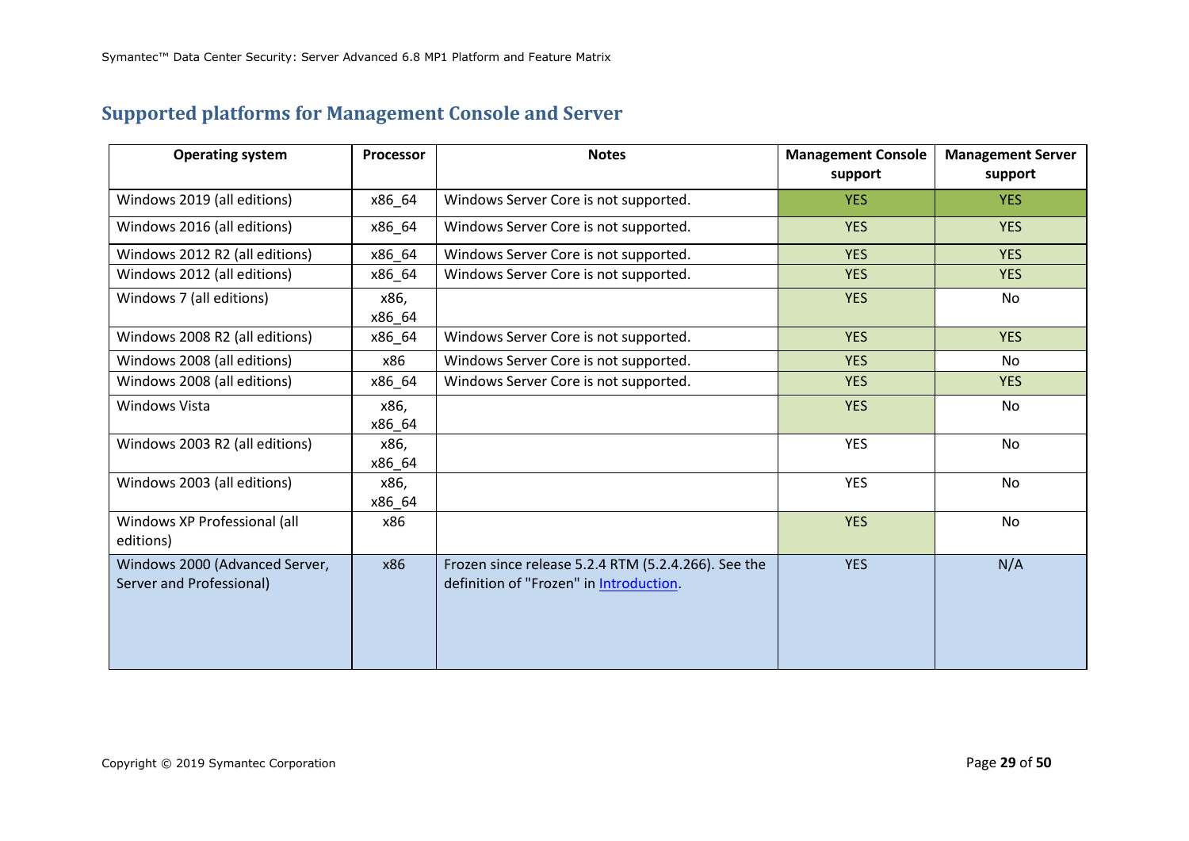## Supported platforms for Management Console and Server

| Operating system | Processor | Notes | Management Console support | Management Server support |
|---|---|---|---|---|
| Windows 2019 (all editions) | x86_64 | Windows Server Core is not supported. | YES | YES |
| Windows 2016 (all editions) | x86_64 | Windows Server Core is not supported. | YES | YES |
| Windows 2012 R2 (all editions) | x86_64 | Windows Server Core is not supported. | YES | YES |
| Windows 2012 (all editions) | x86_64 | Windows Server Core is not supported. | YES | YES |
| Windows 7 (all editions) | x86, x86_64 | | YES | No |
| Windows 2008 R2 (all editions) | x86_64 | Windows Server Core is not supported. | YES | YES |
| Windows 2008 (all editions) | x86 | Windows Server Core is not supported. | YES | No |
| Windows 2008 (all editions) | x86_64 | Windows Server Core is not supported. | YES | YES |
| Windows Vista | x86, x86_64 | | YES | No |
| Windows 2003 R2 (all editions) | x86, x86_64 | | YES | No |
| Windows 2003 (all editions) | x86, x86_64 | | YES | No |
| Windows XP Professional (all editions) | x86 | | YES | No |
| Windows 2000 (Advanced Server, Server and Professional) | x86 | Frozen since release 5.2.4 RTM (5.2.4.266). See the definition of "Frozen" in Introduction. | YES | N/A |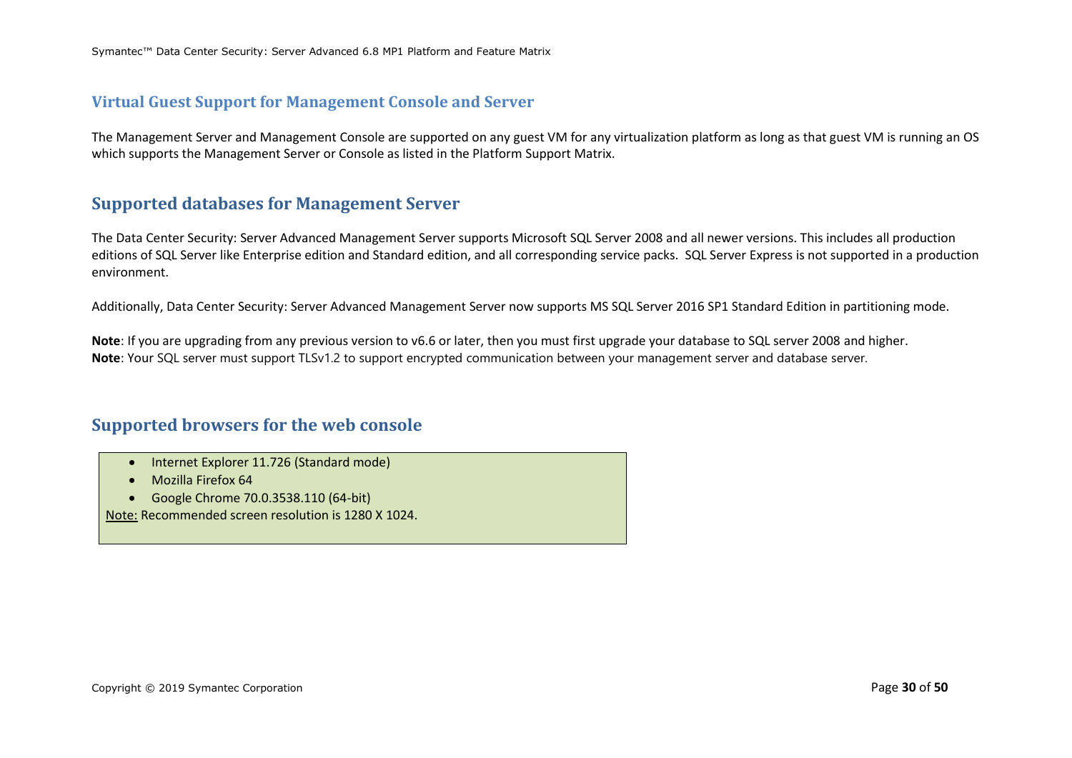## Virtual Guest Support for Management Console and Server

The Management Server and Management Console are supported on any guest VM for any virtualization platform as long as that guest VM is running an OS which supports the Management Server or Console as listed in the Platform Support Matrix.

## Supported databases for Management Server

The Data Center Security: Server Advanced Management Server supports Microsoft SQL Server 2008 and all newer versions. This includes all production editions of SQL Server like Enterprise edition and Standard edition, and all corresponding service packs. SQL Server Express is not supported in a production environment.

Additionally, Data Center Security: Server Advanced Management Server now supports MS SQL Server 2016 SP1 Standard Edition in partitioning mode.

**Note**: If you are upgrading from any previous version to v6.6 or later, then you must first upgrade your database to SQL server 2008 and higher.
**Note**: Your SQL server must support TLSv1.2 to support encrypted communication between your management server and database server.

## Supported browsers for the web console

- Internet Explorer 11.726 (Standard mode)
- Mozilla Firefox 64
- Google Chrome 70.0.3538.110 (64-bit)

Note: Recommended screen resolution is 1280 X 1024.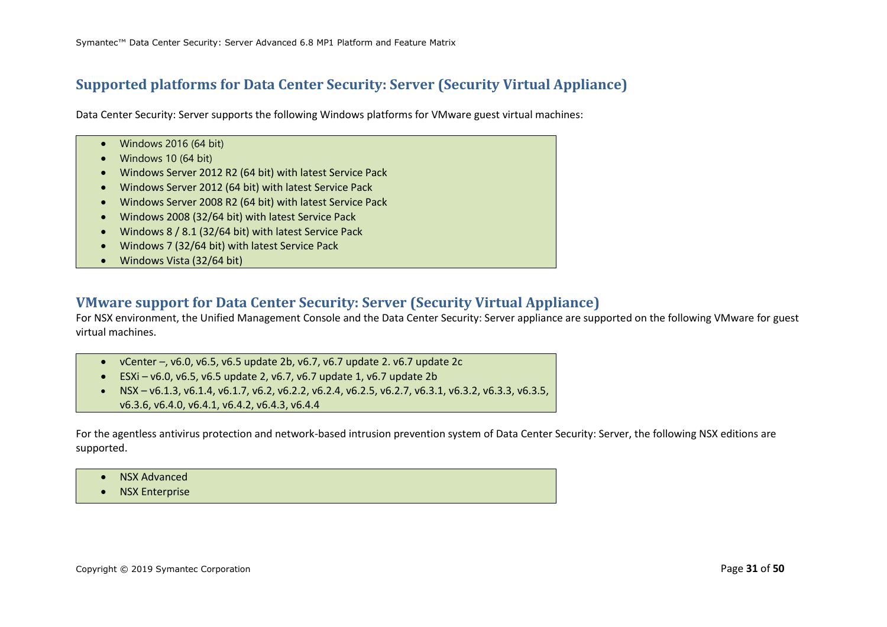## Supported platforms for Data Center Security: Server (Security Virtual Appliance)

Data Center Security: Server supports the following Windows platforms for VMware guest virtual machines:

- Windows 2016 (64 bit)
- Windows 10 (64 bit)
- Windows Server 2012 R2 (64 bit) with latest Service Pack
- Windows Server 2012 (64 bit) with latest Service Pack
- Windows Server 2008 R2 (64 bit) with latest Service Pack
- Windows 2008 (32/64 bit) with latest Service Pack
- Windows 8 / 8.1 (32/64 bit) with latest Service Pack
- Windows 7 (32/64 bit) with latest Service Pack
- Windows Vista (32/64 bit)

## VMware support for Data Center Security: Server (Security Virtual Appliance)

For NSX environment, the Unified Management Console and the Data Center Security: Server appliance are supported on the following VMware for guest virtual machines.

- vCenter –, v6.0, v6.5, v6.5 update 2b, v6.7, v6.7 update 2. v6.7 update 2c
- ESXi – v6.0, v6.5, v6.5 update 2, v6.7, v6.7 update 1, v6.7 update 2b
- NSX – v6.1.3, v6.1.4, v6.1.7, v6.2, v6.2.2, v6.2.4, v6.2.5, v6.2.7, v6.3.1, v6.3.2, v6.3.3, v6.3.5, v6.3.6, v6.4.0, v6.4.1, v6.4.2, v6.4.3, v6.4.4

For the agentless antivirus protection and network-based intrusion prevention system of Data Center Security: Server, the following NSX editions are supported.

- NSX Advanced
- NSX Enterprise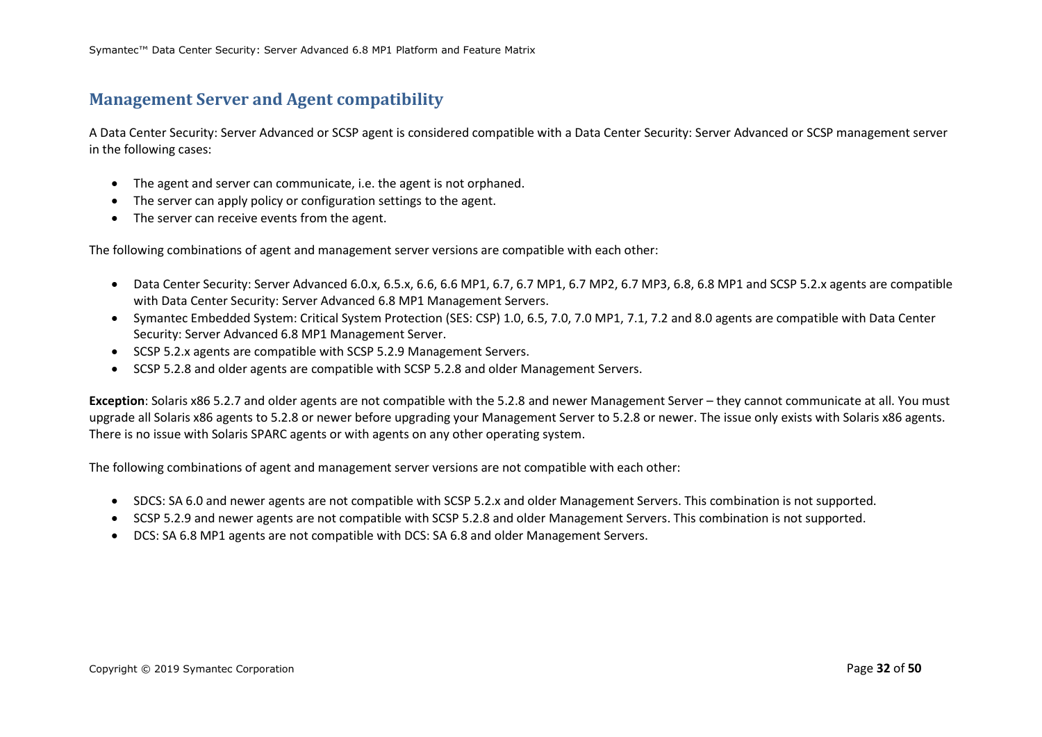## Management Server and Agent compatibility

A Data Center Security: Server Advanced or SCSP agent is considered compatible with a Data Center Security: Server Advanced or SCSP management server in the following cases:

- The agent and server can communicate, i.e. the agent is not orphaned.
- The server can apply policy or configuration settings to the agent.
- The server can receive events from the agent.

The following combinations of agent and management server versions are compatible with each other:

- Data Center Security: Server Advanced 6.0.x, 6.5.x, 6.6, 6.6 MP1, 6.7, 6.7 MP1, 6.7 MP2, 6.7 MP3, 6.8, 6.8 MP1 and SCSP 5.2.x agents are compatible with Data Center Security: Server Advanced 6.8 MP1 Management Servers.
- Symantec Embedded System: Critical System Protection (SES: CSP) 1.0, 6.5, 7.0, 7.0 MP1, 7.1, 7.2 and 8.0 agents are compatible with Data Center Security: Server Advanced 6.8 MP1 Management Server.
- SCSP 5.2.x agents are compatible with SCSP 5.2.9 Management Servers.
- SCSP 5.2.8 and older agents are compatible with SCSP 5.2.8 and older Management Servers.

**Exception**: Solaris x86 5.2.7 and older agents are not compatible with the 5.2.8 and newer Management Server – they cannot communicate at all. You must upgrade all Solaris x86 agents to 5.2.8 or newer before upgrading your Management Server to 5.2.8 or newer. The issue only exists with Solaris x86 agents. There is no issue with Solaris SPARC agents or with agents on any other operating system.

The following combinations of agent and management server versions are not compatible with each other:

- SDCS: SA 6.0 and newer agents are not compatible with SCSP 5.2.x and older Management Servers. This combination is not supported.
- SCSP 5.2.9 and newer agents are not compatible with SCSP 5.2.8 and older Management Servers. This combination is not supported.
- DCS: SA 6.8 MP1 agents are not compatible with DCS: SA 6.8 and older Management Servers.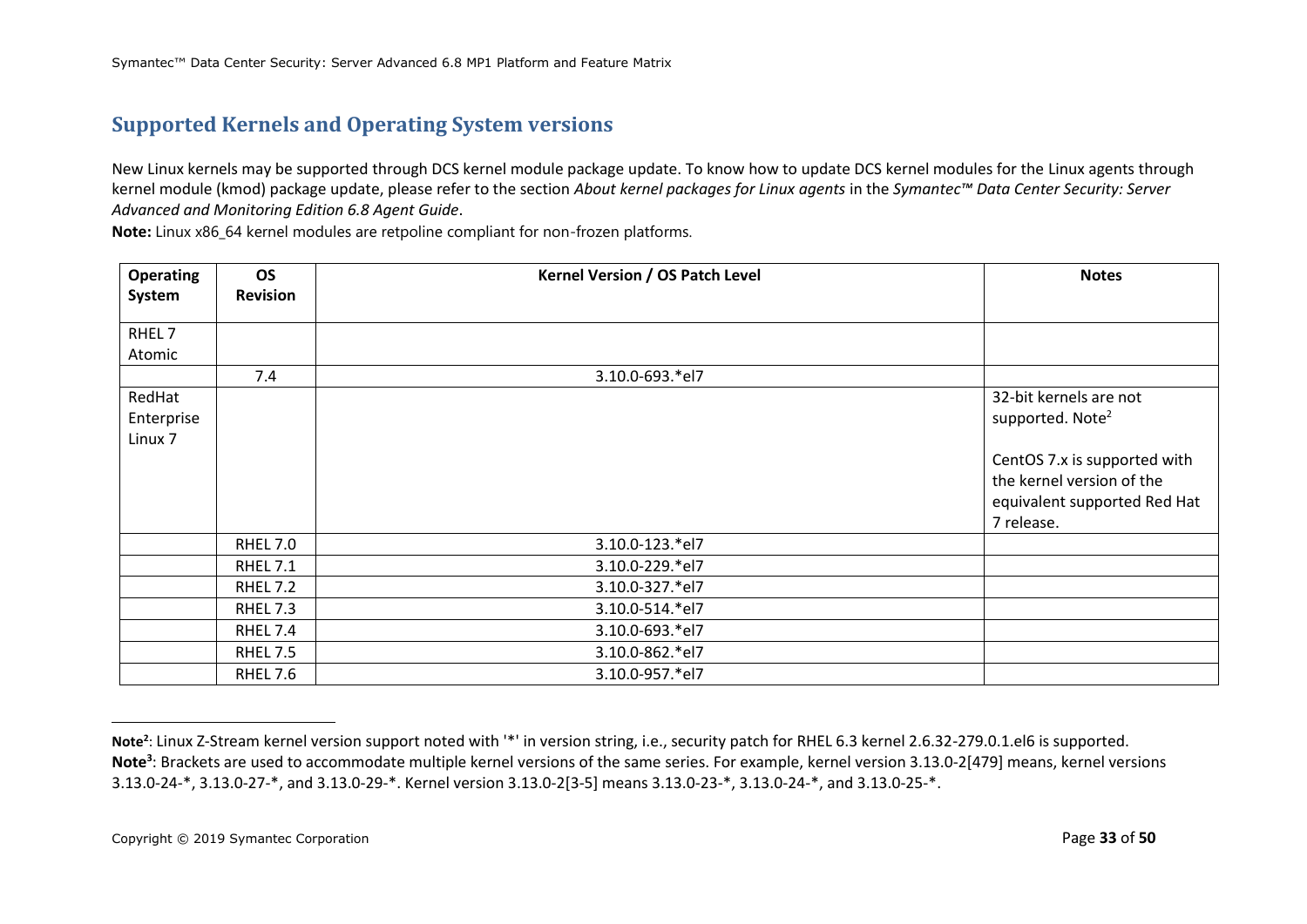## Supported Kernels and Operating System versions

New Linux kernels may be supported through DCS kernel module package update. To know how to update DCS kernel modules for the Linux agents through kernel module (kmod) package update, please refer to the section *About kernel packages for Linux agents* in the *Symantec™ Data Center Security: Server Advanced and Monitoring Edition 6.8 Agent Guide*.

**Note:** Linux x86_64 kernel modules are retpoline compliant for non-frozen platforms.

| Operating System | OS Revision | Kernel Version / OS Patch Level | Notes |
|---|---|---|---|
| RHEL 7 Atomic | | | |
| | 7.4 | 3.10.0-693.*el7 | |
| RedHat Enterprise Linux 7 | | | 32-bit kernels are not supported. Note[2]<br><br>CentOS 7.x is supported with the kernel version of the equivalent supported Red Hat 7 release. |
| | RHEL 7.0 | 3.10.0-123.*el7 | |
| | RHEL 7.1 | 3.10.0-229.*el7 | |
| | RHEL 7.2 | 3.10.0-327.*el7 | |
| | RHEL 7.3 | 3.10.0-514.*el7 | |
| | RHEL 7.4 | 3.10.0-693.*el7 | |
| | RHEL 7.5 | 3.10.0-862.*el7 | |
| | RHEL 7.6 | 3.10.0-957.*el7 | |

**Note[2]**: Linux Z-Stream kernel version support noted with '*' in version string, i.e., security patch for RHEL 6.3 kernel 2.6.32-279.0.1.el6 is supported.
**Note[3]**: Brackets are used to accommodate multiple kernel versions of the same series. For example, kernel version 3.13.0-2[479] means, kernel versions 3.13.0-24-*, 3.13.0-27-*, and 3.13.0-29-*. Kernel version 3.13.0-2[3-5] means 3.13.0-23-*, 3.13.0-24-*, and 3.13.0-25-*.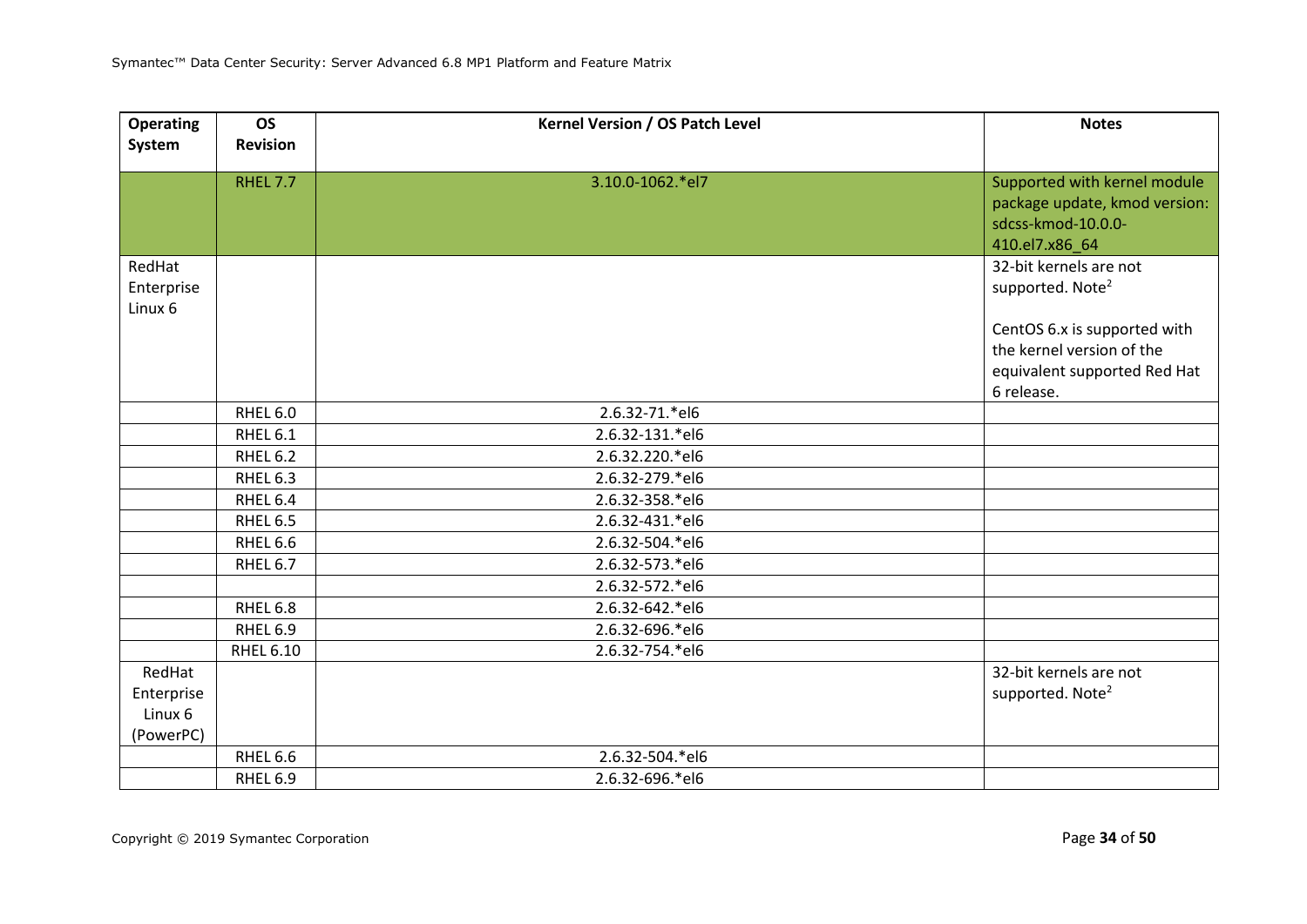| Operating System | OS Revision | Kernel Version / OS Patch Level | Notes |
|---|---|---|---|
| | RHEL 7.7 | 3.10.0-1062.*el7 | Supported with kernel module package update, kmod version: sdcss-kmod-10.0.0-410.el7.x86_64 |
| RedHat Enterprise Linux 6 | | | 32-bit kernels are not supported. Note[2]<br><br>CentOS 6.x is supported with the kernel version of the equivalent supported Red Hat 6 release. |
| | RHEL 6.0 | 2.6.32-71.*el6 | |
| | RHEL 6.1 | 2.6.32-131.*el6 | |
| | RHEL 6.2 | 2.6.32.220.*el6 | |
| | RHEL 6.3 | 2.6.32-279.*el6 | |
| | RHEL 6.4 | 2.6.32-358.*el6 | |
| | RHEL 6.5 | 2.6.32-431.*el6 | |
| | RHEL 6.6 | 2.6.32-504.*el6 | |
| | RHEL 6.7 | 2.6.32-573.*el6 | |
| | | 2.6.32-572.*el6 | |
| | RHEL 6.8 | 2.6.32-642.*el6 | |
| | RHEL 6.9 | 2.6.32-696.*el6 | |
| | RHEL 6.10 | 2.6.32-754.*el6 | |
| RedHat Enterprise Linux 6 (PowerPC) | | | 32-bit kernels are not supported. Note[2] |
| | RHEL 6.6 | 2.6.32-504.*el6 | |
| | RHEL 6.9 | 2.6.32-696.*el6 | |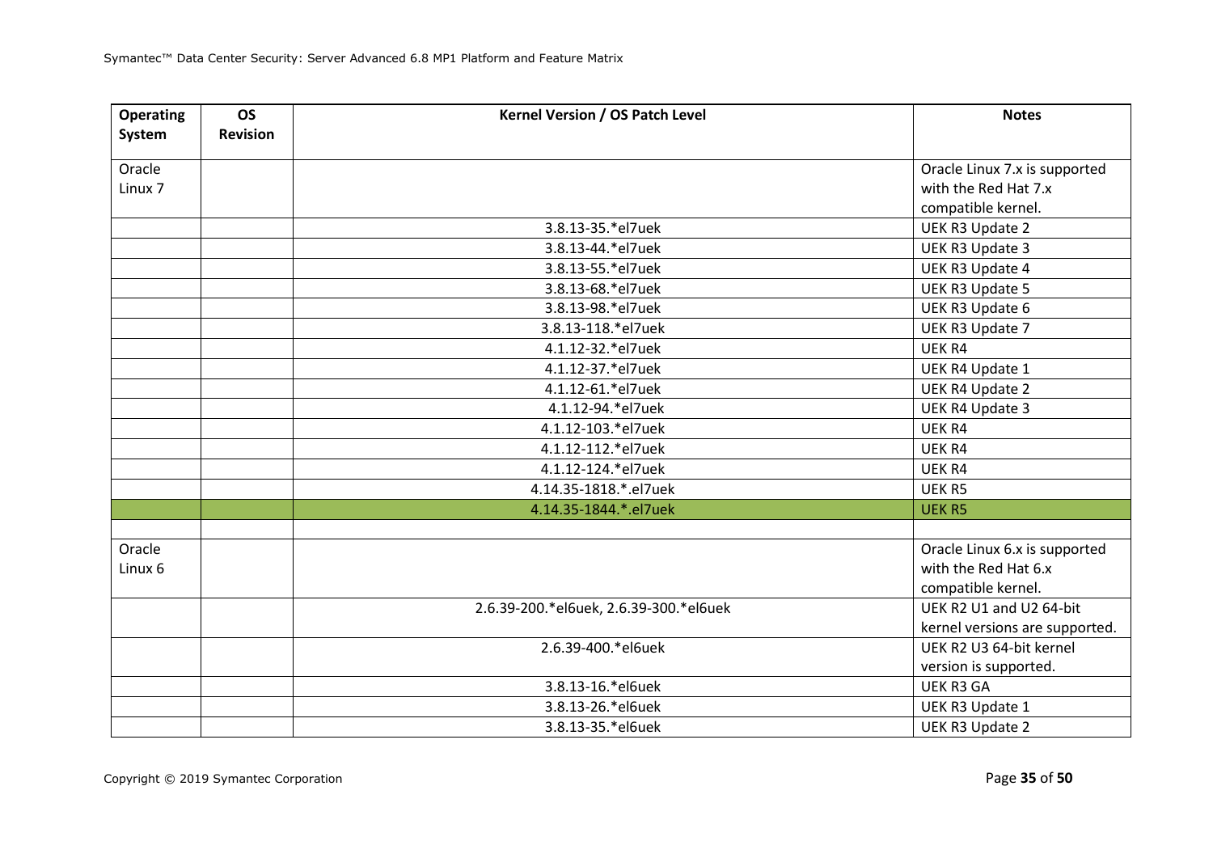| Operating System | OS Revision | Kernel Version / OS Patch Level | Notes |
|---|---|---|---|
| Oracle Linux 7 | | | Oracle Linux 7.x is supported with the Red Hat 7.x compatible kernel. |
| | | 3.8.13-35.*el7uek | UEK R3 Update 2 |
| | | 3.8.13-44.*el7uek | UEK R3 Update 3 |
| | | 3.8.13-55.*el7uek | UEK R3 Update 4 |
| | | 3.8.13-68.*el7uek | UEK R3 Update 5 |
| | | 3.8.13-98.*el7uek | UEK R3 Update 6 |
| | | 3.8.13-118.*el7uek | UEK R3 Update 7 |
| | | 4.1.12-32.*el7uek | UEK R4 |
| | | 4.1.12-37.*el7uek | UEK R4 Update 1 |
| | | 4.1.12-61.*el7uek | UEK R4 Update 2 |
| | | 4.1.12-94.*el7uek | UEK R4 Update 3 |
| | | 4.1.12-103.*el7uek | UEK R4 |
| | | 4.1.12-112.*el7uek | UEK R4 |
| | | 4.1.12-124.*el7uek | UEK R4 |
| | | 4.14.35-1818.*.el7uek | UEK R5 |
| | | 4.14.35-1844.*.el7uek | UEK R5 |
| | | | |
| Oracle Linux 6 | | | Oracle Linux 6.x is supported with the Red Hat 6.x compatible kernel. |
| | | 2.6.39-200.*el6uek, 2.6.39-300.*el6uek | UEK R2 U1 and U2 64-bit kernel versions are supported. |
| | | 2.6.39-400.*el6uek | UEK R2 U3 64-bit kernel version is supported. |
| | | 3.8.13-16.*el6uek | UEK R3 GA |
| | | 3.8.13-26.*el6uek | UEK R3 Update 1 |
| | | 3.8.13-35.*el6uek | UEK R3 Update 2 |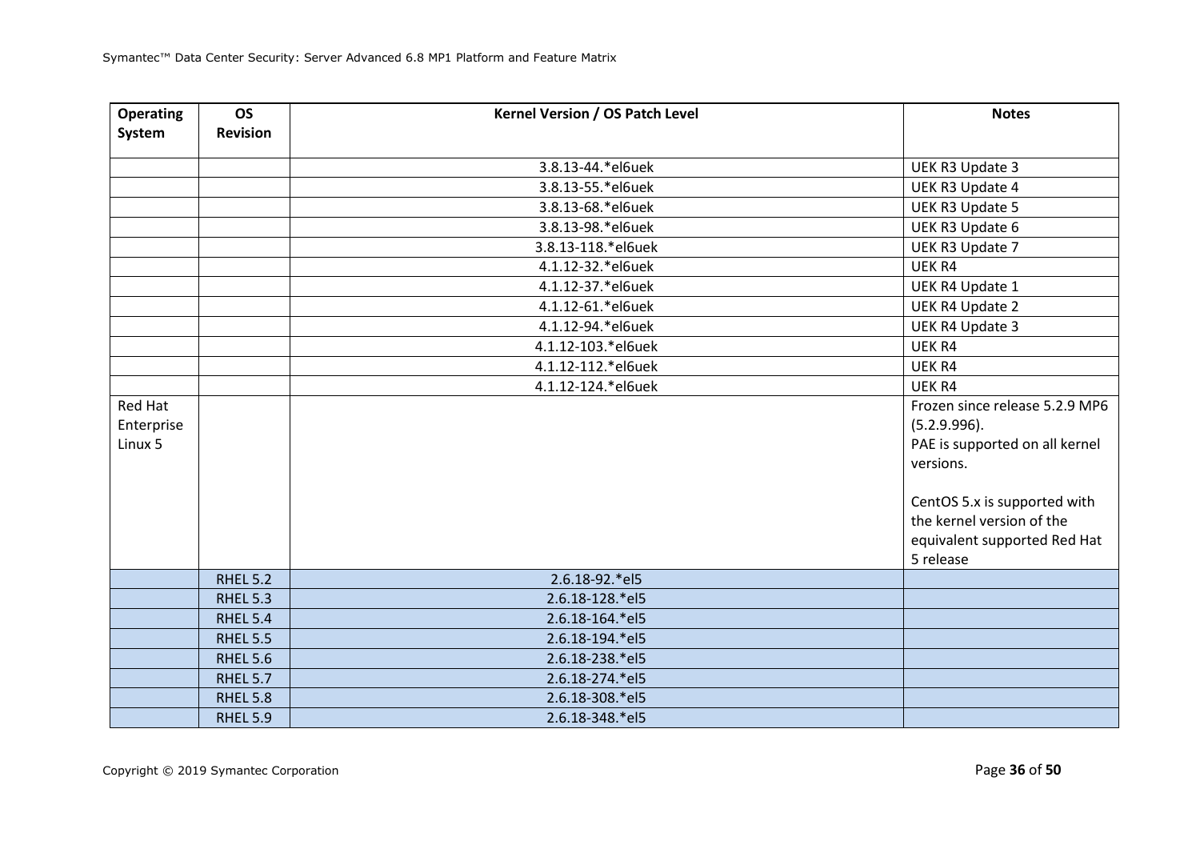| Operating System | OS Revision | Kernel Version / OS Patch Level | Notes |
|---|---|---|---|
| | | 3.8.13-44.*el6uek | UEK R3 Update 3 |
| | | 3.8.13-55.*el6uek | UEK R3 Update 4 |
| | | 3.8.13-68.*el6uek | UEK R3 Update 5 |
| | | 3.8.13-98.*el6uek | UEK R3 Update 6 |
| | | 3.8.13-118.*el6uek | UEK R3 Update 7 |
| | | 4.1.12-32.*el6uek | UEK R4 |
| | | 4.1.12-37.*el6uek | UEK R4 Update 1 |
| | | 4.1.12-61.*el6uek | UEK R4 Update 2 |
| | | 4.1.12-94.*el6uek | UEK R4 Update 3 |
| | | 4.1.12-103.*el6uek | UEK R4 |
| | | 4.1.12-112.*el6uek | UEK R4 |
| | | 4.1.12-124.*el6uek | UEK R4 |
| Red Hat Enterprise Linux 5 | | | Frozen since release 5.2.9 MP6 (5.2.9.996).<br>PAE is supported on all kernel versions.<br><br>CentOS 5.x is supported with the kernel version of the equivalent supported Red Hat 5 release |
| | RHEL 5.2 | 2.6.18-92.*el5 | |
| | RHEL 5.3 | 2.6.18-128.*el5 | |
| | RHEL 5.4 | 2.6.18-164.*el5 | |
| | RHEL 5.5 | 2.6.18-194.*el5 | |
| | RHEL 5.6 | 2.6.18-238.*el5 | |
| | RHEL 5.7 | 2.6.18-274.*el5 | |
| | RHEL 5.8 | 2.6.18-308.*el5 | |
| | RHEL 5.9 | 2.6.18-348.*el5 | |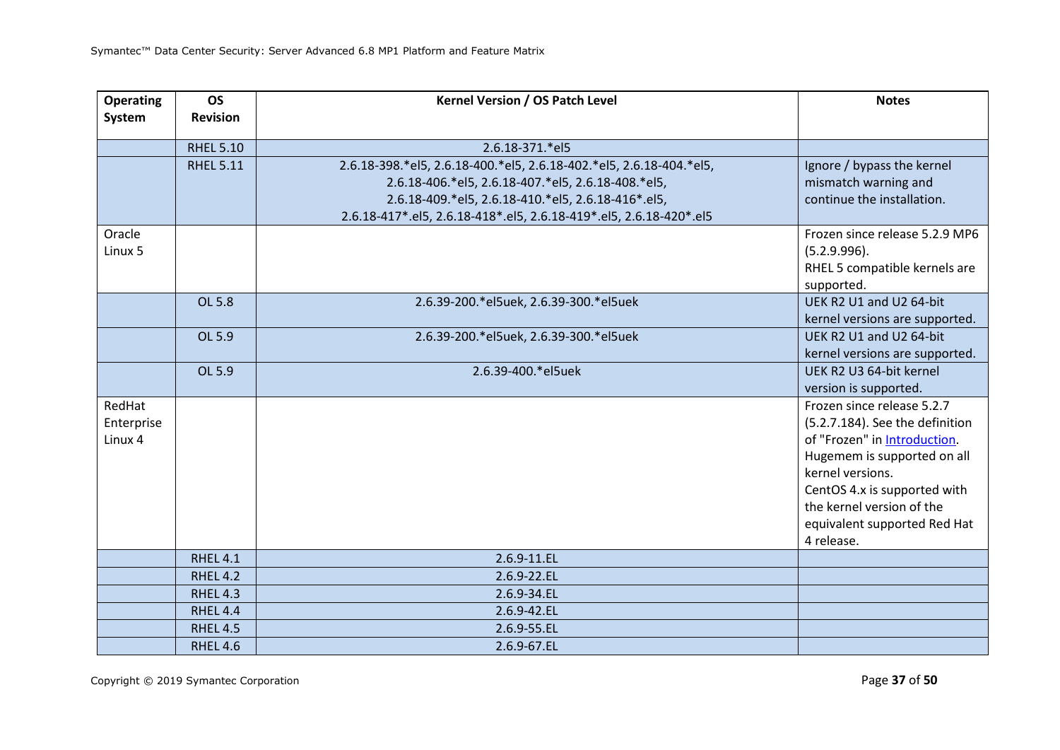| Operating System | OS Revision | Kernel Version / OS Patch Level | Notes |
|---|---|---|---|
| | RHEL 5.10 | 2.6.18-371.*el5 | |
| | RHEL 5.11 | 2.6.18-398.*el5, 2.6.18-400.*el5, 2.6.18-402.*el5, 2.6.18-404.*el5, 2.6.18-406.*el5, 2.6.18-407.*el5, 2.6.18-408.*el5, 2.6.18-409.*el5, 2.6.18-410.*el5, 2.6.18-416*.el5, 2.6.18-417*.el5, 2.6.18-418*.el5, 2.6.18-419*.el5, 2.6.18-420*.el5 | Ignore / bypass the kernel mismatch warning and continue the installation. |
| Oracle Linux 5 | | | Frozen since release 5.2.9 MP6 (5.2.9.996). RHEL 5 compatible kernels are supported. |
| | OL 5.8 | 2.6.39-200.*el5uek, 2.6.39-300.*el5uek | UEK R2 U1 and U2 64-bit kernel versions are supported. |
| | OL 5.9 | 2.6.39-200.*el5uek, 2.6.39-300.*el5uek | UEK R2 U1 and U2 64-bit kernel versions are supported. |
| | OL 5.9 | 2.6.39-400.*el5uek | UEK R2 U3 64-bit kernel version is supported. |
| RedHat Enterprise Linux 4 | | | Frozen since release 5.2.7 (5.2.7.184). See the definition of "Frozen" in Introduction. Hugemem is supported on all kernel versions. CentOS 4.x is supported with the kernel version of the equivalent supported Red Hat 4 release. |
| | RHEL 4.1 | 2.6.9-11.EL | |
| | RHEL 4.2 | 2.6.9-22.EL | |
| | RHEL 4.3 | 2.6.9-34.EL | |
| | RHEL 4.4 | 2.6.9-42.EL | |
| | RHEL 4.5 | 2.6.9-55.EL | |
| | RHEL 4.6 | 2.6.9-67.EL | |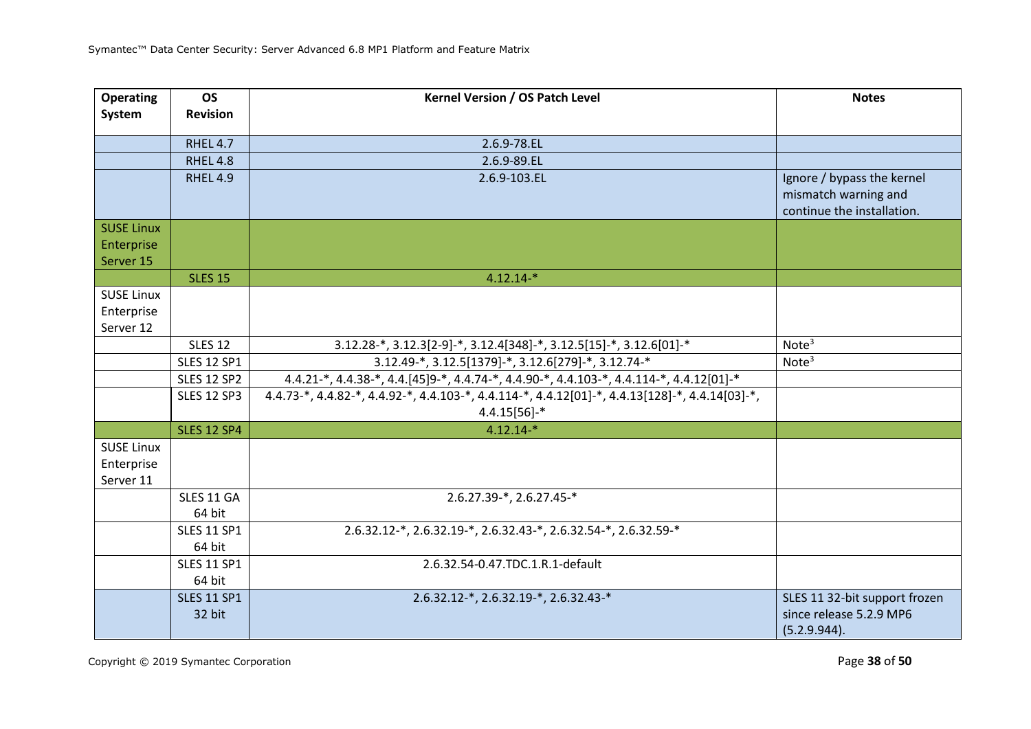| Operating System | OS Revision | Kernel Version / OS Patch Level | Notes |
|---|---|---|---|
| | RHEL 4.7 | 2.6.9-78.EL | |
| | RHEL 4.8 | 2.6.9-89.EL | |
| | RHEL 4.9 | 2.6.9-103.EL | Ignore / bypass the kernel mismatch warning and continue the installation. |
| SUSE Linux Enterprise Server 15 | | | |
| | SLES 15 | 4.12.14-* | |
| SUSE Linux Enterprise Server 12 | | | |
| | SLES 12 | 3.12.28-*, 3.12.3[2-9]-*, 3.12.4[348]-*, 3.12.5[15]-*, 3.12.6[01]-* | Note[3] |
| | SLES 12 SP1 | 3.12.49-*, 3.12.5[1379]-*, 3.12.6[279]-*, 3.12.74-* | Note[3] |
| | SLES 12 SP2 | 4.4.21-*, 4.4.38-*, 4.4.[45]9-*, 4.4.74-*, 4.4.90-*, 4.4.103-*, 4.4.114-*, 4.4.12[01]-* | |
| | SLES 12 SP3 | 4.4.73-*, 4.4.82-*, 4.4.92-*, 4.4.103-*, 4.4.114-*, 4.4.12[01]-*, 4.4.13[128]-*, 4.4.14[03]-*, 4.4.15[56]-* | |
| | SLES 12 SP4 | 4.12.14-* | |
| SUSE Linux Enterprise Server 11 | | | |
| | SLES 11 GA 64 bit | 2.6.27.39-*, 2.6.27.45-* | |
| | SLES 11 SP1 64 bit | 2.6.32.12-*, 2.6.32.19-*, 2.6.32.43-*, 2.6.32.54-*, 2.6.32.59-* | |
| | SLES 11 SP1 64 bit | 2.6.32.54-0.47.TDC.1.R.1-default | |
| | SLES 11 SP1 32 bit | 2.6.32.12-*, 2.6.32.19-*, 2.6.32.43-* | SLES 11 32-bit support frozen since release 5.2.9 MP6 (5.2.9.944). |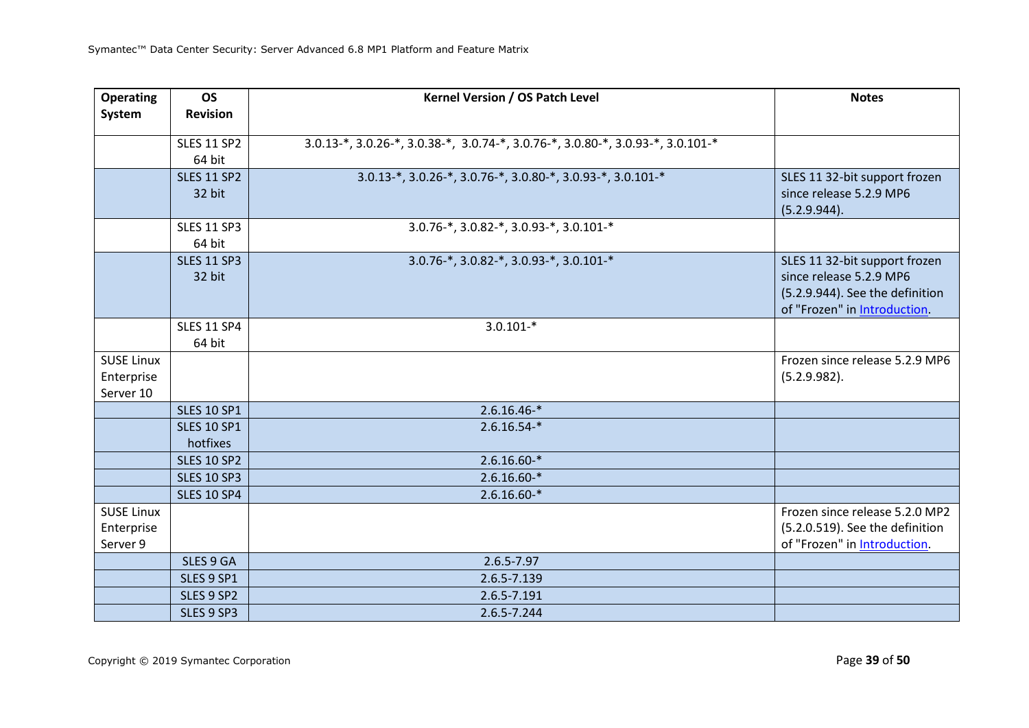| Operating System | OS Revision | Kernel Version / OS Patch Level | Notes |
|---|---|---|---|
| | SLES 11 SP2 64 bit | 3.0.13-*, 3.0.26-*, 3.0.38-*,  3.0.74-*, 3.0.76-*, 3.0.80-*, 3.0.93-*, 3.0.101-* | |
| | SLES 11 SP2 32 bit | 3.0.13-*, 3.0.26-*, 3.0.76-*, 3.0.80-*, 3.0.93-*, 3.0.101-* | SLES 11 32-bit support frozen since release 5.2.9 MP6 (5.2.9.944). |
| | SLES 11 SP3 64 bit | 3.0.76-*, 3.0.82-*, 3.0.93-*, 3.0.101-* | |
| | SLES 11 SP3 32 bit | 3.0.76-*, 3.0.82-*, 3.0.93-*, 3.0.101-* | SLES 11 32-bit support frozen since release 5.2.9 MP6 (5.2.9.944). See the definition of "Frozen" in Introduction. |
| | SLES 11 SP4 64 bit | 3.0.101-* | |
| SUSE Linux Enterprise Server 10 | | | Frozen since release 5.2.9 MP6 (5.2.9.982). |
| | SLES 10 SP1 | 2.6.16.46-* | |
| | SLES 10 SP1 hotfixes | 2.6.16.54-* | |
| | SLES 10 SP2 | 2.6.16.60-* | |
| | SLES 10 SP3 | 2.6.16.60-* | |
| | SLES 10 SP4 | 2.6.16.60-* | |
| SUSE Linux Enterprise Server 9 | | | Frozen since release 5.2.0 MP2 (5.2.0.519). See the definition of "Frozen" in Introduction. |
| | SLES 9 GA | 2.6.5-7.97 | |
| | SLES 9 SP1 | 2.6.5-7.139 | |
| | SLES 9 SP2 | 2.6.5-7.191 | |
| | SLES 9 SP3 | 2.6.5-7.244 | |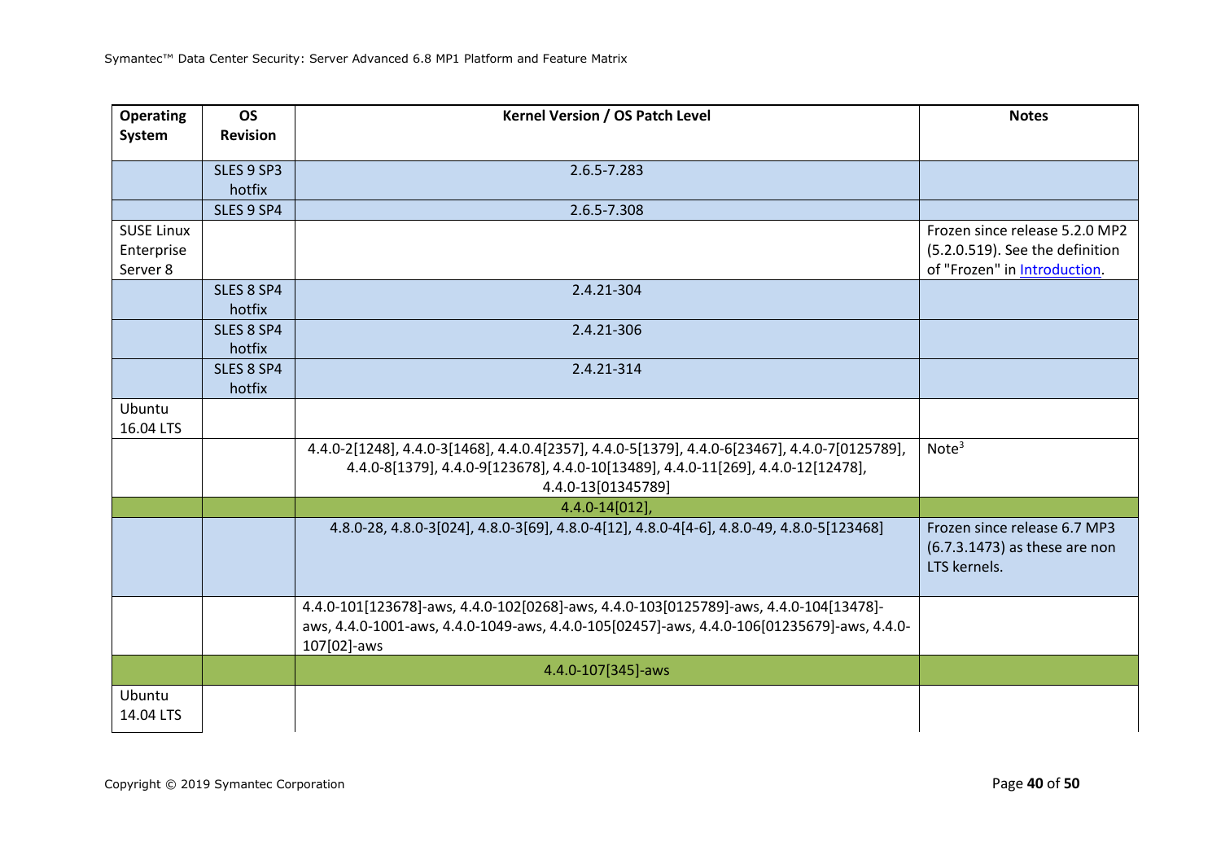| Operating System | OS Revision | Kernel Version / OS Patch Level | Notes |
|---|---|---|---|
| | SLES 9 SP3 hotfix | 2.6.5-7.283 | |
| | SLES 9 SP4 | 2.6.5-7.308 | |
| SUSE Linux Enterprise Server 8 | | | Frozen since release 5.2.0 MP2 (5.2.0.519). See the definition of "Frozen" in Introduction. |
| | SLES 8 SP4 hotfix | 2.4.21-304 | |
| | SLES 8 SP4 hotfix | 2.4.21-306 | |
| | SLES 8 SP4 hotfix | 2.4.21-314 | |
| Ubuntu 16.04 LTS | | | |
| | | 4.4.0-2[1248], 4.4.0-3[1468], 4.4.0.4[2357], 4.4.0-5[1379], 4.4.0-6[23467], 4.4.0-7[0125789], 4.4.0-8[1379], 4.4.0-9[123678], 4.4.0-10[13489], 4.4.0-11[269], 4.4.0-12[12478], 4.4.0-13[01345789] | Note[3] |
| | | 4.4.0-14[012], | |
| | | 4.8.0-28, 4.8.0-3[024], 4.8.0-3[69], 4.8.0-4[12], 4.8.0-4[4-6], 4.8.0-49, 4.8.0-5[123468] | Frozen since release 6.7 MP3 (6.7.3.1473) as these are non LTS kernels. |
| | | 4.4.0-101[123678]-aws, 4.4.0-102[0268]-aws, 4.4.0-103[0125789]-aws, 4.4.0-104[13478]-aws, 4.4.0-1001-aws, 4.4.0-1049-aws, 4.4.0-105[02457]-aws, 4.4.0-106[01235679]-aws, 4.4.0-107[02]-aws | |
| | | 4.4.0-107[345]-aws | |
| Ubuntu 14.04 LTS | | | |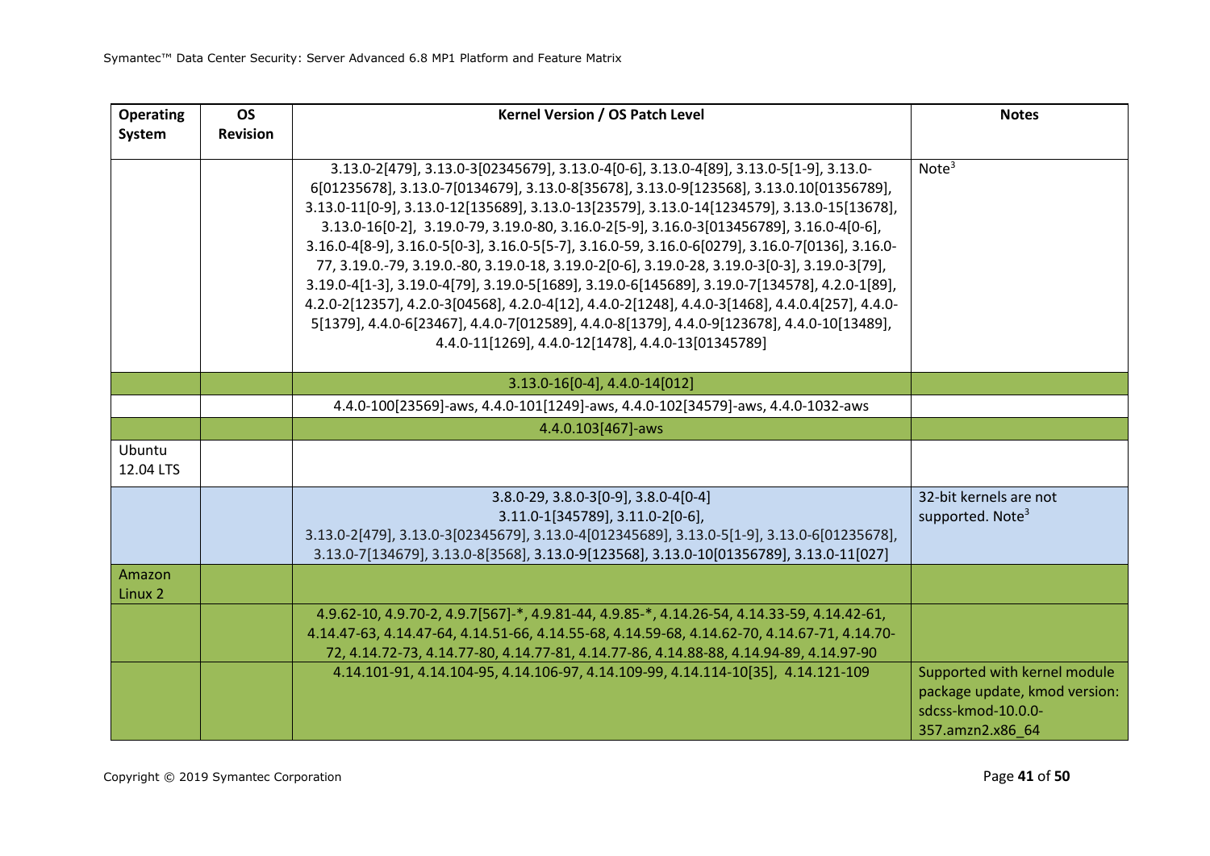| Operating System | OS Revision | Kernel Version / OS Patch Level | Notes |
|---|---|---|---|
| | | 3.13.0-2[479], 3.13.0-3[02345679], 3.13.0-4[0-6], 3.13.0-4[89], 3.13.0-5[1-9], 3.13.0-6[01235678], 3.13.0-7[0134679], 3.13.0-8[35678], 3.13.0-9[123568], 3.13.0.10[01356789], 3.13.0-11[0-9], 3.13.0-12[135689], 3.13.0-13[23579], 3.13.0-14[1234579], 3.13.0-15[13678], 3.13.0-16[0-2], 3.19.0-79, 3.19.0-80, 3.16.0-2[5-9], 3.16.0-3[013456789], 3.16.0-4[0-6], 3.16.0-4[8-9], 3.16.0-5[0-3], 3.16.0-5[5-7], 3.16.0-59, 3.16.0-6[0279], 3.16.0-7[0136], 3.16.0-77, 3.19.0.-79, 3.19.0.-80, 3.19.0-18, 3.19.0-2[0-6], 3.19.0-28, 3.19.0-3[0-3], 3.19.0-3[79], 3.19.0-4[1-3], 3.19.0-4[79], 3.19.0-5[1689], 3.19.0-6[145689], 3.19.0-7[134578], 4.2.0-1[89], 4.2.0-2[12357], 4.2.0-3[04568], 4.2.0-4[12], 4.4.0-2[1248], 4.4.0-3[1468], 4.4.0.4[257], 4.4.0-5[1379], 4.4.0-6[23467], 4.4.0-7[012589], 4.4.0-8[1379], 4.4.0-9[123678], 4.4.0-10[13489], 4.4.0-11[1269], 4.4.0-12[1478], 4.4.0-13[01345789] | Note[3] |
| | | 3.13.0-16[0-4], 4.4.0-14[012] | |
| | | 4.4.0-100[23569]-aws, 4.4.0-101[1249]-aws, 4.4.0-102[34579]-aws, 4.4.0-1032-aws | |
| | | 4.4.0.103[467]-aws | |
| Ubuntu 12.04 LTS | | | |
| | | 3.8.0-29, 3.8.0-3[0-9], 3.8.0-4[0-4]<br>3.11.0-1[345789], 3.11.0-2[0-6],<br>3.13.0-2[479], 3.13.0-3[02345679], 3.13.0-4[012345689], 3.13.0-5[1-9], 3.13.0-6[01235678], 3.13.0-7[134679], 3.13.0-8[3568], 3.13.0-9[123568], 3.13.0-10[01356789], 3.13.0-11[027] | 32-bit kernels are not supported. Note[3] |
| Amazon Linux 2 | | | |
| | | 4.9.62-10, 4.9.70-2, 4.9.7[567]-*, 4.9.81-44, 4.9.85-*, 4.14.26-54, 4.14.33-59, 4.14.42-61, 4.14.47-63, 4.14.47-64, 4.14.51-66, 4.14.55-68, 4.14.59-68, 4.14.62-70, 4.14.67-71, 4.14.70-72, 4.14.72-73, 4.14.77-80, 4.14.77-81, 4.14.77-86, 4.14.88-88, 4.14.94-89, 4.14.97-90 | |
| | | 4.14.101-91, 4.14.104-95, 4.14.106-97, 4.14.109-99, 4.14.114-10[35], 4.14.121-109 | Supported with kernel module package update, kmod version: sdcss-kmod-10.0.0-357.amzn2.x86_64 |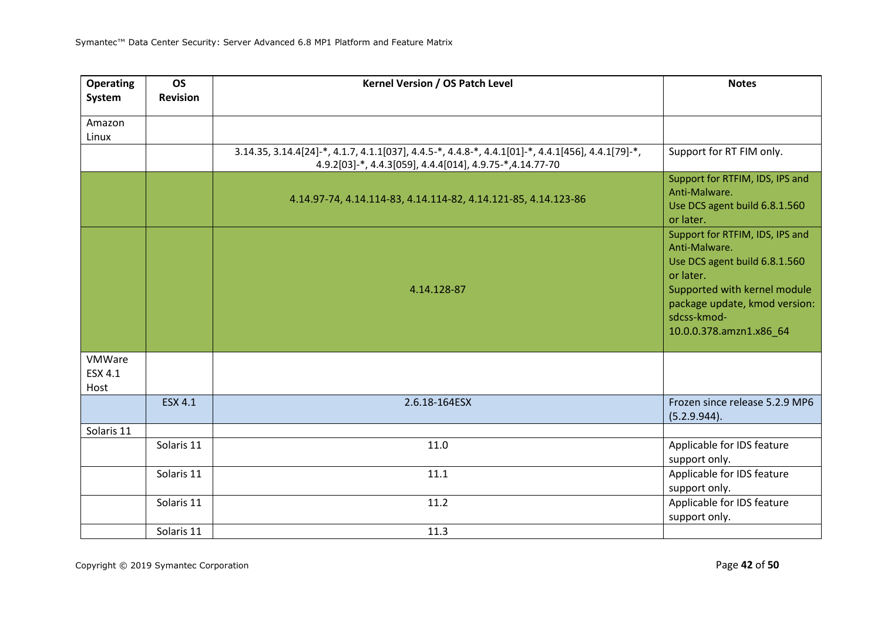| Operating System | OS Revision | Kernel Version / OS Patch Level | Notes |
|---|---|---|---|
| Amazon Linux | | | |
| | | 3.14.35, 3.14.4[24]-*, 4.1.7, 4.1.1[037], 4.4.5-*, 4.4.8-*, 4.4.1[01]-*, 4.4.1[456], 4.4.1[79]-*, 4.9.2[03]-*, 4.4.3[059], 4.4.4[014], 4.9.75-*,4.14.77-70 | Support for RT FIM only. |
| | | 4.14.97-74, 4.14.114-83, 4.14.114-82, 4.14.121-85, 4.14.123-86 | Support for RTFIM, IDS, IPS and Anti-Malware.<br>Use DCS agent build 6.8.1.560 or later. |
| | | 4.14.128-87 | Support for RTFIM, IDS, IPS and Anti-Malware.<br>Use DCS agent build 6.8.1.560 or later.<br>Supported with kernel module package update, kmod version: sdcss-kmod-10.0.0.378.amzn1.x86_64 |
| VMWare ESX 4.1 Host | | | |
| | ESX 4.1 | 2.6.18-164ESX | Frozen since release 5.2.9 MP6 (5.2.9.944). |
| Solaris 11 | | | |
| | Solaris 11 | 11.0 | Applicable for IDS feature support only. |
| | Solaris 11 | 11.1 | Applicable for IDS feature support only. |
| | Solaris 11 | 11.2 | Applicable for IDS feature support only. |
| | Solaris 11 | 11.3 | |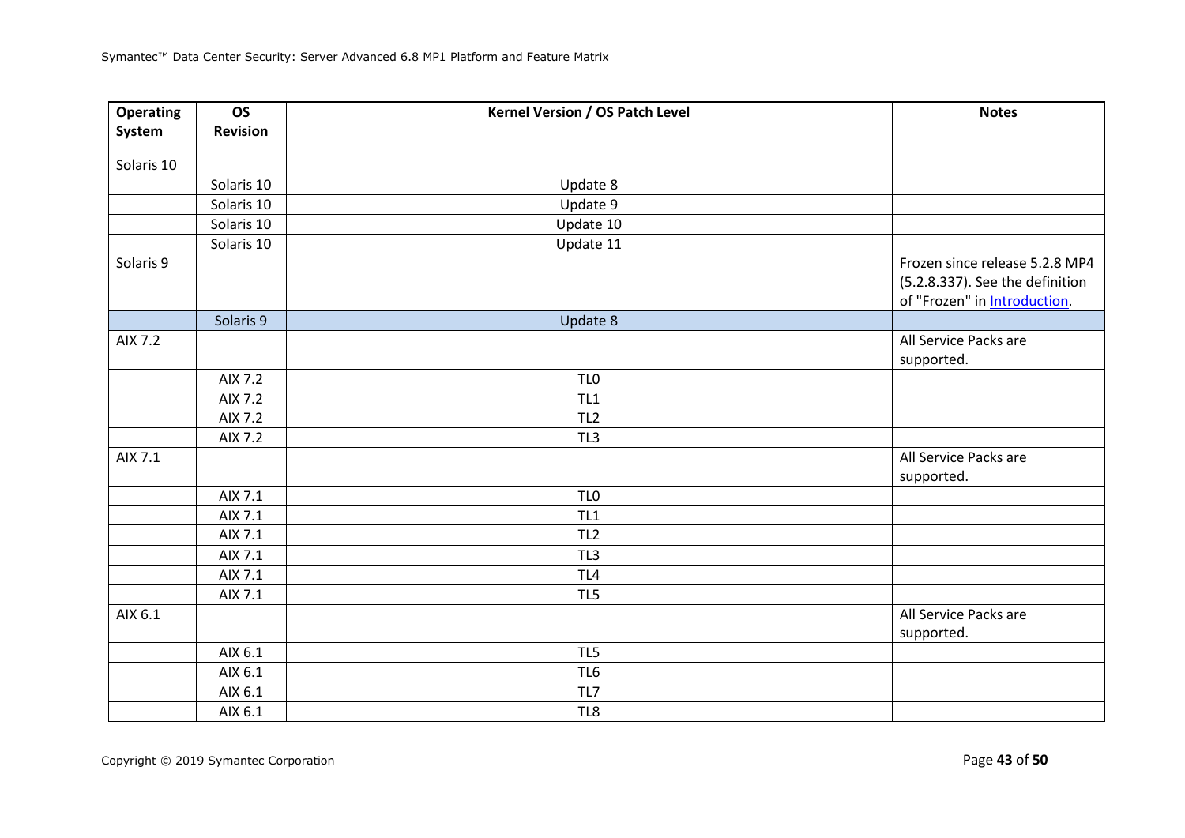| Operating System | OS Revision | Kernel Version / OS Patch Level | Notes |
|---|---|---|---|
| Solaris 10 | | | |
| | Solaris 10 | Update 8 | |
| | Solaris 10 | Update 9 | |
| | Solaris 10 | Update 10 | |
| | Solaris 10 | Update 11 | |
| Solaris 9 | | | Frozen since release 5.2.8 MP4 (5.2.8.337). See the definition of "Frozen" in Introduction. |
| | Solaris 9 | Update 8 | |
| AIX 7.2 | | | All Service Packs are supported. |
| | AIX 7.2 | TL0 | |
| | AIX 7.2 | TL1 | |
| | AIX 7.2 | TL2 | |
| | AIX 7.2 | TL3 | |
| AIX 7.1 | | | All Service Packs are supported. |
| | AIX 7.1 | TL0 | |
| | AIX 7.1 | TL1 | |
| | AIX 7.1 | TL2 | |
| | AIX 7.1 | TL3 | |
| | AIX 7.1 | TL4 | |
| | AIX 7.1 | TL5 | |
| AIX 6.1 | | | All Service Packs are supported. |
| | AIX 6.1 | TL5 | |
| | AIX 6.1 | TL6 | |
| | AIX 6.1 | TL7 | |
| | AIX 6.1 | TL8 | |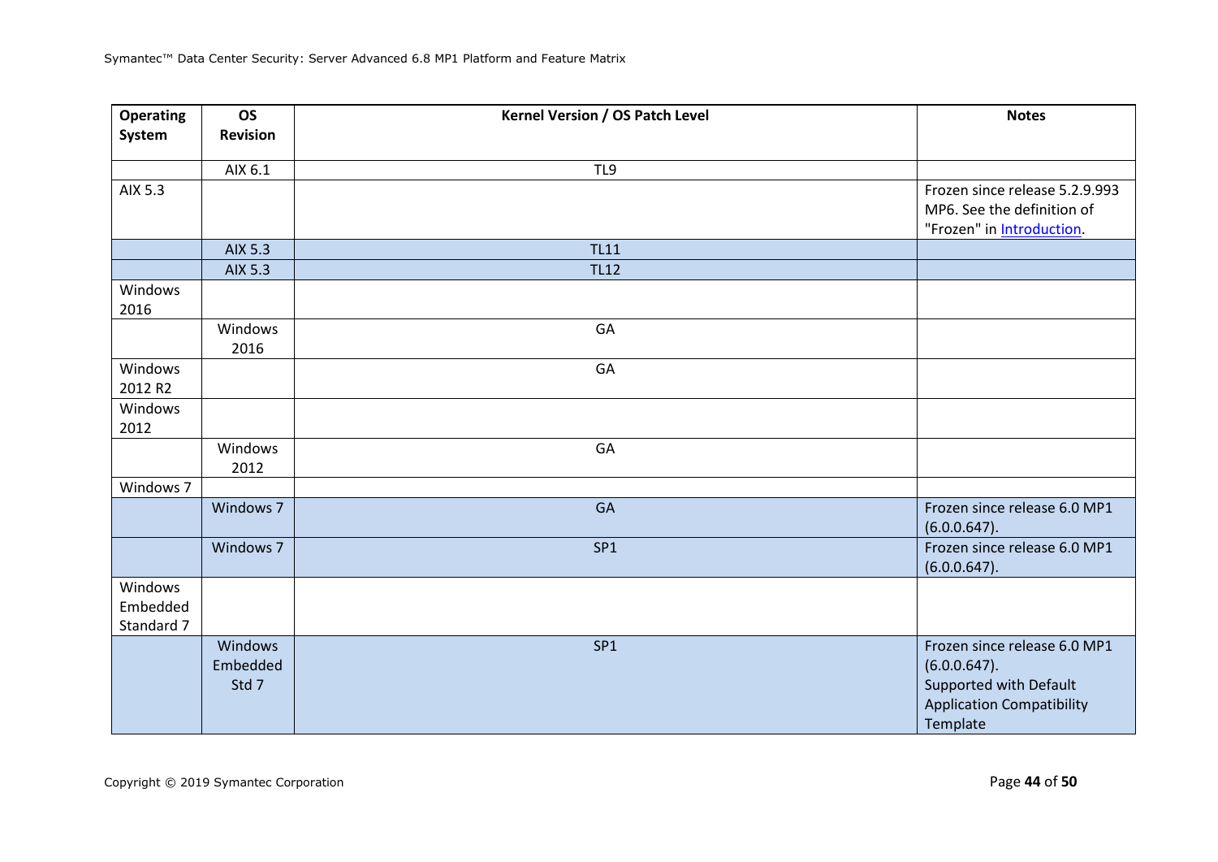| Operating System | OS Revision | Kernel Version / OS Patch Level | Notes |
|---|---|---|---|
| | AIX 6.1 | TL9 | |
| AIX 5.3 | | | Frozen since release 5.2.9.993 MP6. See the definition of "Frozen" in Introduction. |
| | AIX 5.3 | TL11 | |
| | AIX 5.3 | TL12 | |
| Windows 2016 | | | |
| | Windows 2016 | GA | |
| Windows 2012 R2 | | GA | |
| Windows 2012 | | | |
| | Windows 2012 | GA | |
| Windows 7 | | | |
| | Windows 7 | GA | Frozen since release 6.0 MP1 (6.0.0.647). |
| | Windows 7 | SP1 | Frozen since release 6.0 MP1 (6.0.0.647). |
| Windows Embedded Standard 7 | | | |
| | Windows Embedded Std 7 | SP1 | Frozen since release 6.0 MP1 (6.0.0.647). Supported with Default Application Compatibility Template |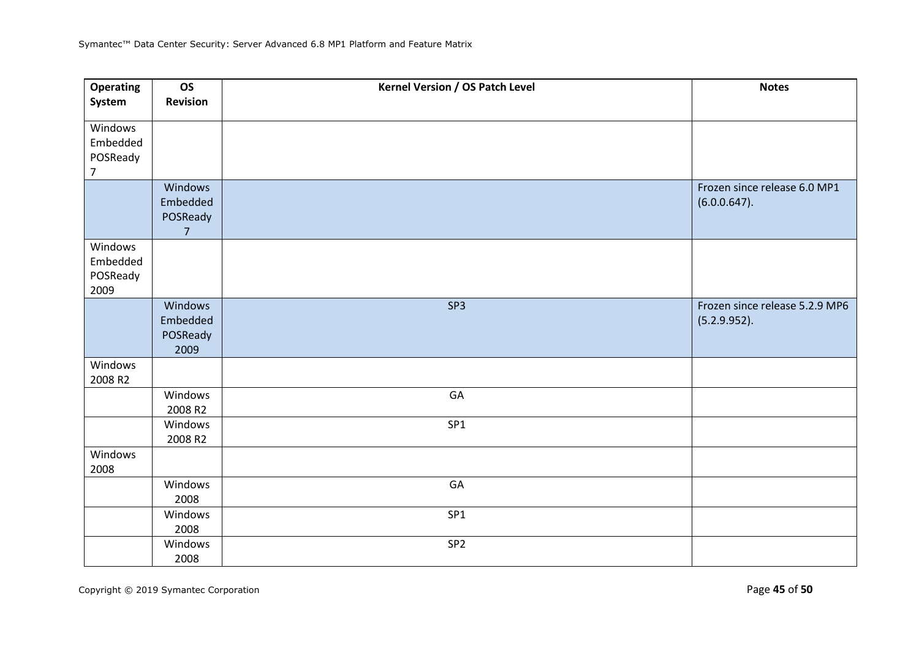| Operating System | OS Revision | Kernel Version / OS Patch Level | Notes |
|---|---|---|---|
| Windows Embedded POSReady 7 | | | |
| | Windows Embedded POSReady 7 | | Frozen since release 6.0 MP1 (6.0.0.647). |
| Windows Embedded POSReady 2009 | | | |
| | Windows Embedded POSReady 2009 | SP3 | Frozen since release 5.2.9 MP6 (5.2.9.952). |
| Windows 2008 R2 | | | |
| | Windows 2008 R2 | GA | |
| | Windows 2008 R2 | SP1 | |
| Windows 2008 | | | |
| | Windows 2008 | GA | |
| | Windows 2008 | SP1 | |
| | Windows 2008 | SP2 | |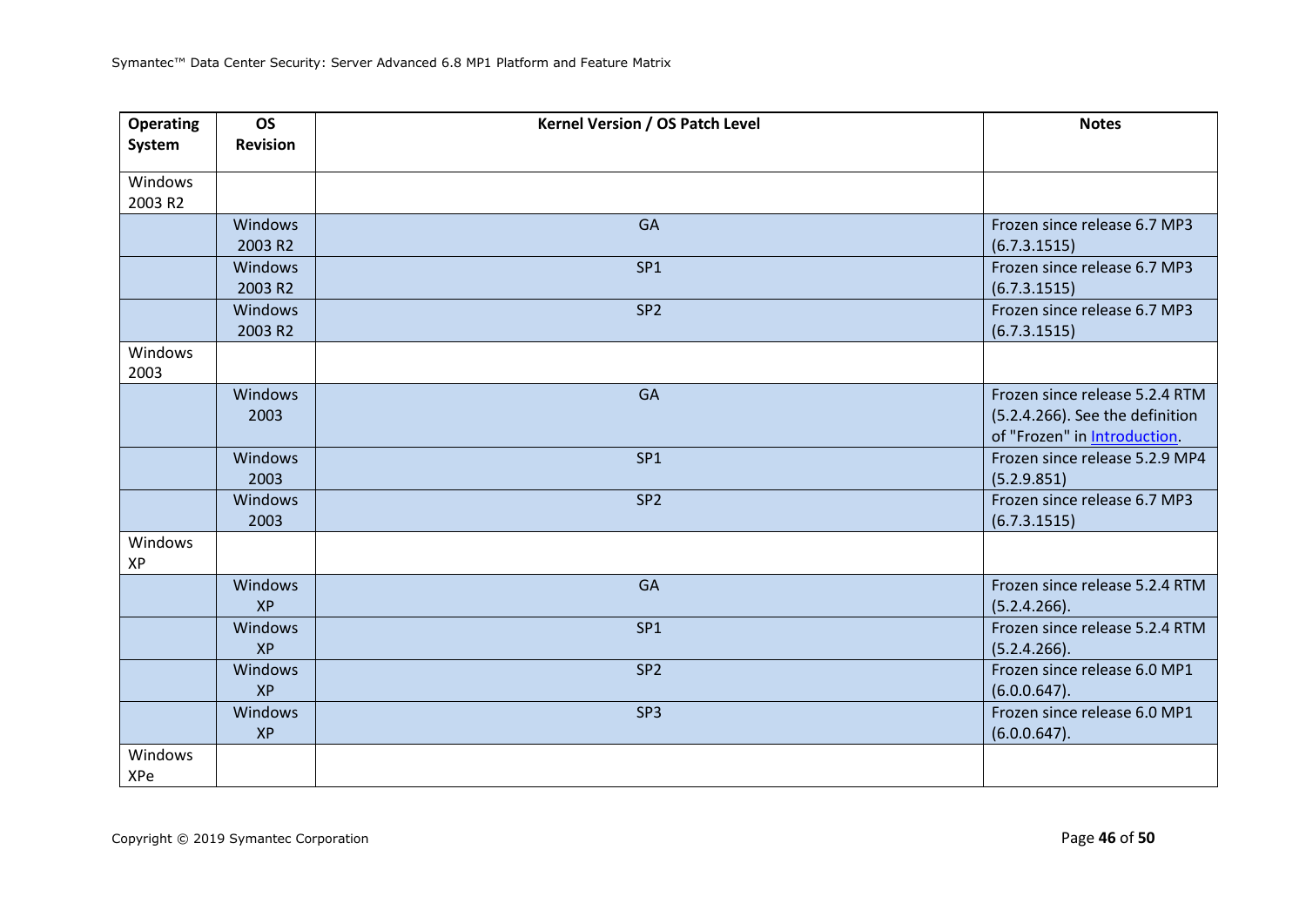| Operating System | OS Revision | Kernel Version / OS Patch Level | Notes |
|---|---|---|---|
| Windows 2003 R2 | | | |
| | Windows 2003 R2 | GA | Frozen since release 6.7 MP3 (6.7.3.1515) |
| | Windows 2003 R2 | SP1 | Frozen since release 6.7 MP3 (6.7.3.1515) |
| | Windows 2003 R2 | SP2 | Frozen since release 6.7 MP3 (6.7.3.1515) |
| Windows 2003 | | | |
| | Windows 2003 | GA | Frozen since release 5.2.4 RTM (5.2.4.266). See the definition of "Frozen" in Introduction. |
| | Windows 2003 | SP1 | Frozen since release 5.2.9 MP4 (5.2.9.851) |
| | Windows 2003 | SP2 | Frozen since release 6.7 MP3 (6.7.3.1515) |
| Windows XP | | | |
| | Windows XP | GA | Frozen since release 5.2.4 RTM (5.2.4.266). |
| | Windows XP | SP1 | Frozen since release 5.2.4 RTM (5.2.4.266). |
| | Windows XP | SP2 | Frozen since release 6.0 MP1 (6.0.0.647). |
| | Windows XP | SP3 | Frozen since release 6.0 MP1 (6.0.0.647). |
| Windows XPe | | | |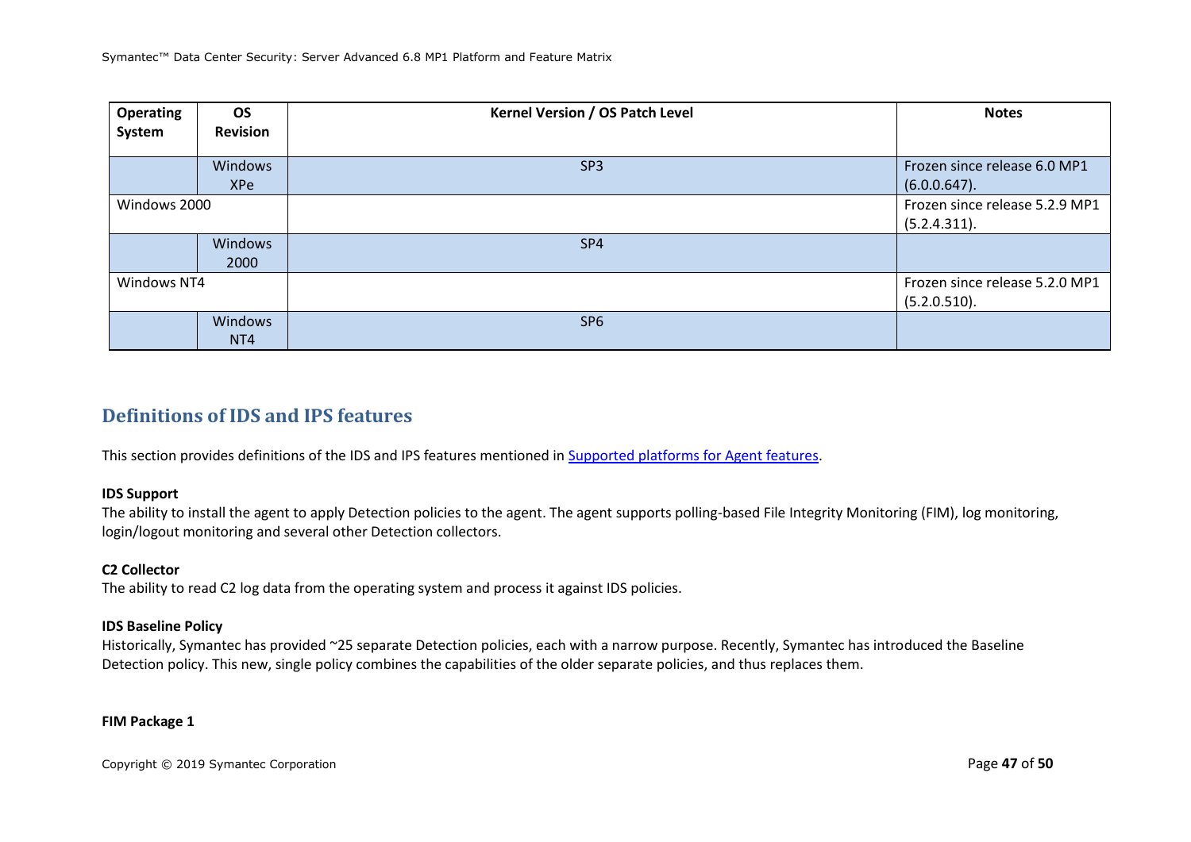| Operating System | OS Revision | Kernel Version / OS Patch Level | Notes |
|---|---|---|---|
| | Windows XPe | SP3 | Frozen since release 6.0 MP1 (6.0.0.647). |
| Windows 2000 | | | Frozen since release 5.2.9 MP1 (5.2.4.311). |
| | Windows 2000 | SP4 | |
| Windows NT4 | | | Frozen since release 5.2.0 MP1 (5.2.0.510). |
| | Windows NT4 | SP6 | |

## Definitions of IDS and IPS features

This section provides definitions of the IDS and IPS features mentioned in Supported platforms for Agent features.

**IDS Support**

The ability to install the agent to apply Detection policies to the agent. The agent supports polling-based File Integrity Monitoring (FIM), log monitoring, login/logout monitoring and several other Detection collectors.

**C2 Collector**

The ability to read C2 log data from the operating system and process it against IDS policies.

**IDS Baseline Policy**

Historically, Symantec has provided ~25 separate Detection policies, each with a narrow purpose. Recently, Symantec has introduced the Baseline Detection policy. This new, single policy combines the capabilities of the older separate policies, and thus replaces them.

**FIM Package 1**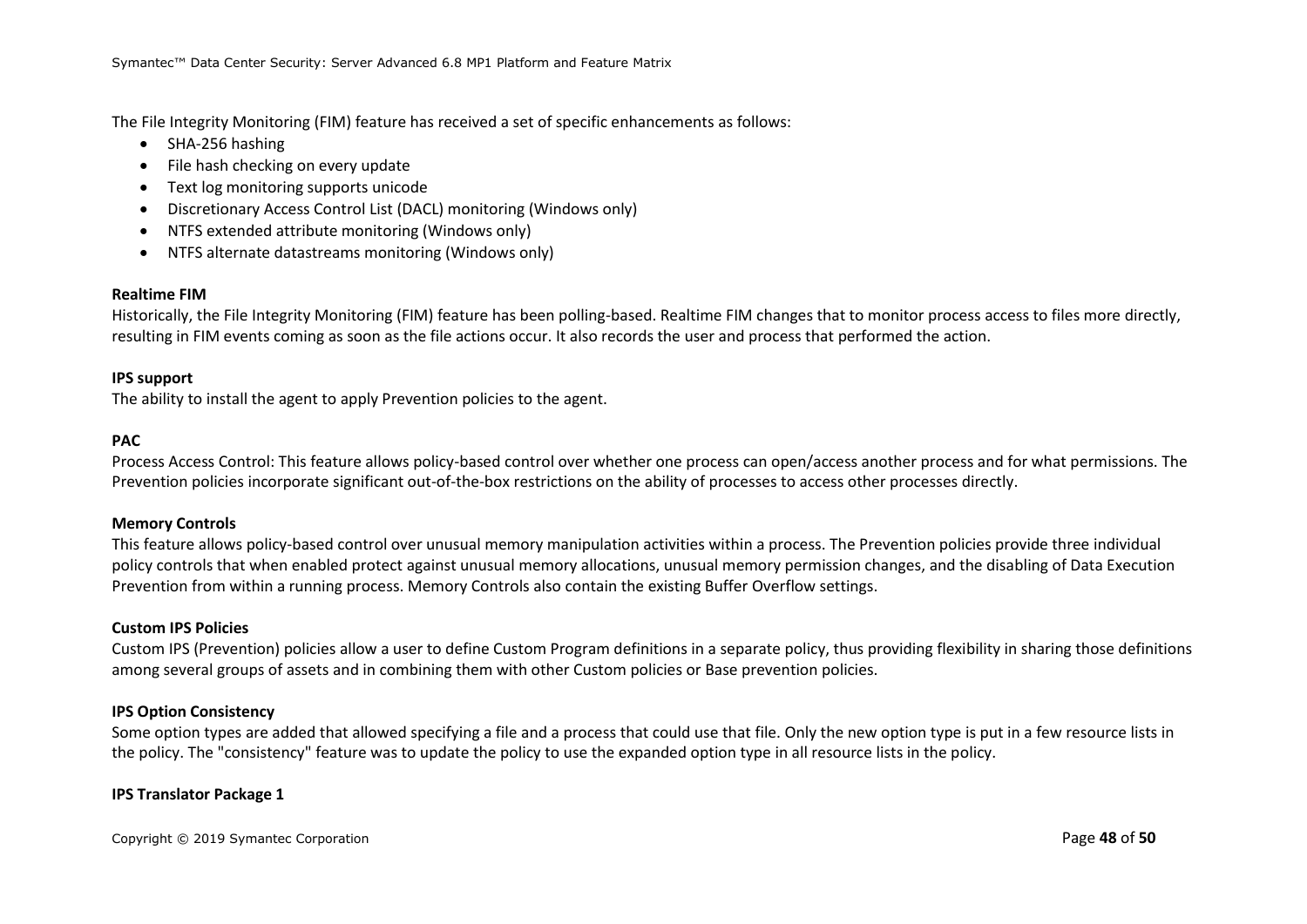The File Integrity Monitoring (FIM) feature has received a set of specific enhancements as follows:

- SHA-256 hashing
- File hash checking on every update
- Text log monitoring supports unicode
- Discretionary Access Control List (DACL) monitoring (Windows only)
- NTFS extended attribute monitoring (Windows only)
- NTFS alternate datastreams monitoring (Windows only)

**Realtime FIM**

Historically, the File Integrity Monitoring (FIM) feature has been polling-based. Realtime FIM changes that to monitor process access to files more directly, resulting in FIM events coming as soon as the file actions occur. It also records the user and process that performed the action.

**IPS support**

The ability to install the agent to apply Prevention policies to the agent.

**PAC**

Process Access Control: This feature allows policy-based control over whether one process can open/access another process and for what permissions. The Prevention policies incorporate significant out-of-the-box restrictions on the ability of processes to access other processes directly.

**Memory Controls**

This feature allows policy-based control over unusual memory manipulation activities within a process. The Prevention policies provide three individual policy controls that when enabled protect against unusual memory allocations, unusual memory permission changes, and the disabling of Data Execution Prevention from within a running process. Memory Controls also contain the existing Buffer Overflow settings.

**Custom IPS Policies**

Custom IPS (Prevention) policies allow a user to define Custom Program definitions in a separate policy, thus providing flexibility in sharing those definitions among several groups of assets and in combining them with other Custom policies or Base prevention policies.

**IPS Option Consistency**

Some option types are added that allowed specifying a file and a process that could use that file. Only the new option type is put in a few resource lists in the policy. The "consistency" feature was to update the policy to use the expanded option type in all resource lists in the policy.

**IPS Translator Package 1**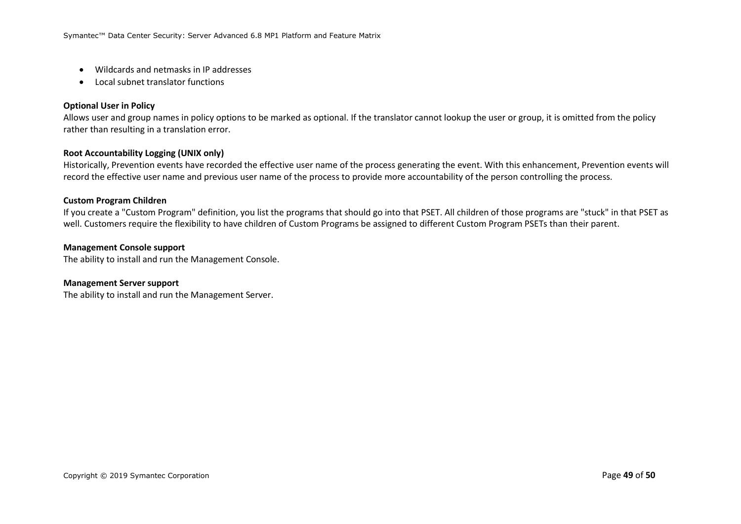- Wildcards and netmasks in IP addresses
- Local subnet translator functions

**Optional User in Policy**
Allows user and group names in policy options to be marked as optional. If the translator cannot lookup the user or group, it is omitted from the policy rather than resulting in a translation error.

**Root Accountability Logging (UNIX only)**
Historically, Prevention events have recorded the effective user name of the process generating the event. With this enhancement, Prevention events will record the effective user name and previous user name of the process to provide more accountability of the person controlling the process.

**Custom Program Children**
If you create a "Custom Program" definition, you list the programs that should go into that PSET. All children of those programs are "stuck" in that PSET as well. Customers require the flexibility to have children of Custom Programs be assigned to different Custom Program PSETs than their parent.

**Management Console support**
The ability to install and run the Management Console.

**Management Server support**
The ability to install and run the Management Server.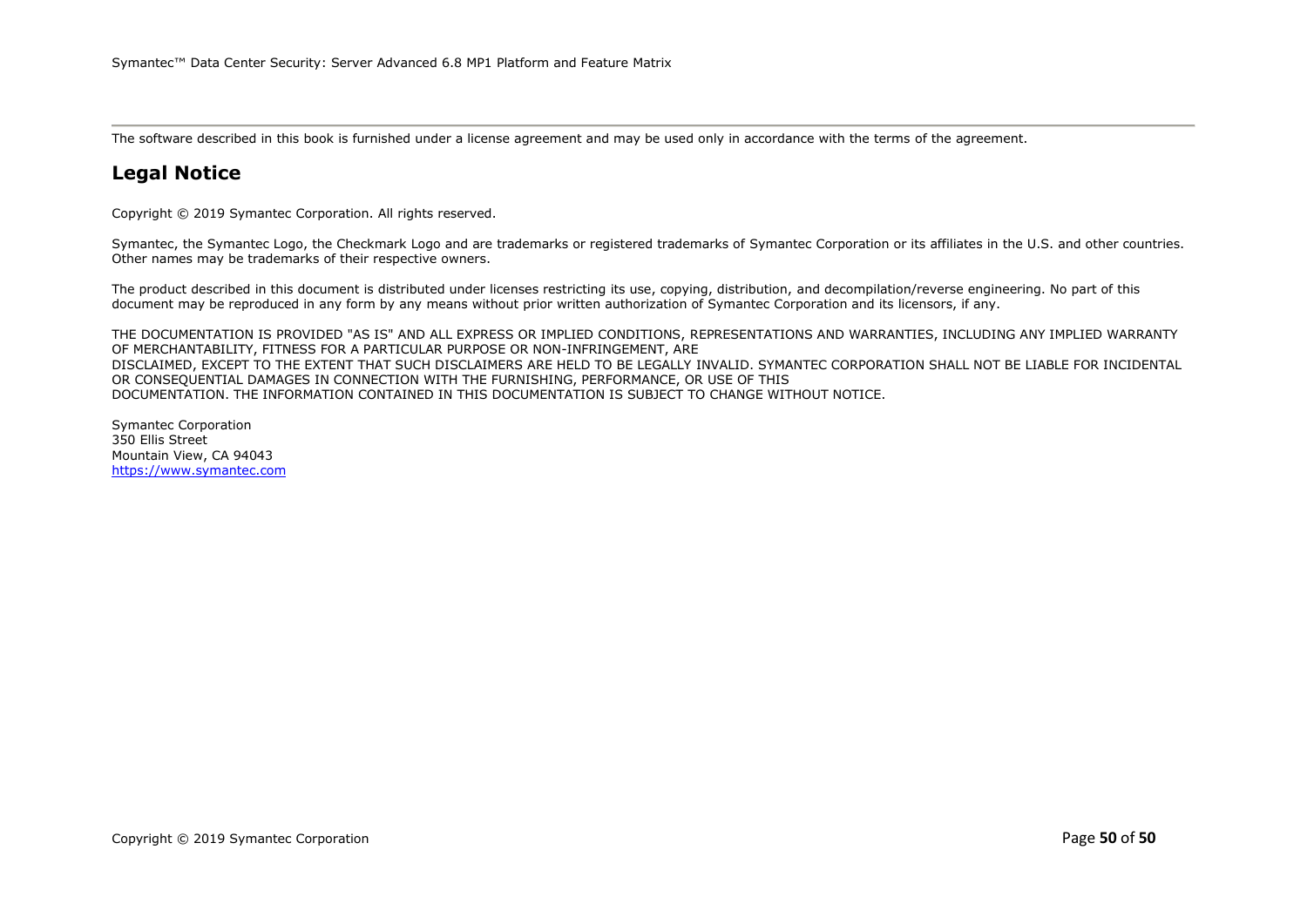The software described in this book is furnished under a license agreement and may be used only in accordance with the terms of the agreement.

## Legal Notice

Copyright © 2019 Symantec Corporation. All rights reserved.

Symantec, the Symantec Logo, the Checkmark Logo and are trademarks or registered trademarks of Symantec Corporation or its affiliates in the U.S. and other countries. Other names may be trademarks of their respective owners.

The product described in this document is distributed under licenses restricting its use, copying, distribution, and decompilation/reverse engineering. No part of this document may be reproduced in any form by any means without prior written authorization of Symantec Corporation and its licensors, if any.

THE DOCUMENTATION IS PROVIDED "AS IS" AND ALL EXPRESS OR IMPLIED CONDITIONS, REPRESENTATIONS AND WARRANTIES, INCLUDING ANY IMPLIED WARRANTY OF MERCHANTABILITY, FITNESS FOR A PARTICULAR PURPOSE OR NON-INFRINGEMENT, ARE
DISCLAIMED, EXCEPT TO THE EXTENT THAT SUCH DISCLAIMERS ARE HELD TO BE LEGALLY INVALID. SYMANTEC CORPORATION SHALL NOT BE LIABLE FOR INCIDENTAL OR CONSEQUENTIAL DAMAGES IN CONNECTION WITH THE FURNISHING, PERFORMANCE, OR USE OF THIS
DOCUMENTATION. THE INFORMATION CONTAINED IN THIS DOCUMENTATION IS SUBJECT TO CHANGE WITHOUT NOTICE.

Symantec Corporation
350 Ellis Street
Mountain View, CA 94043
https://www.symantec.com